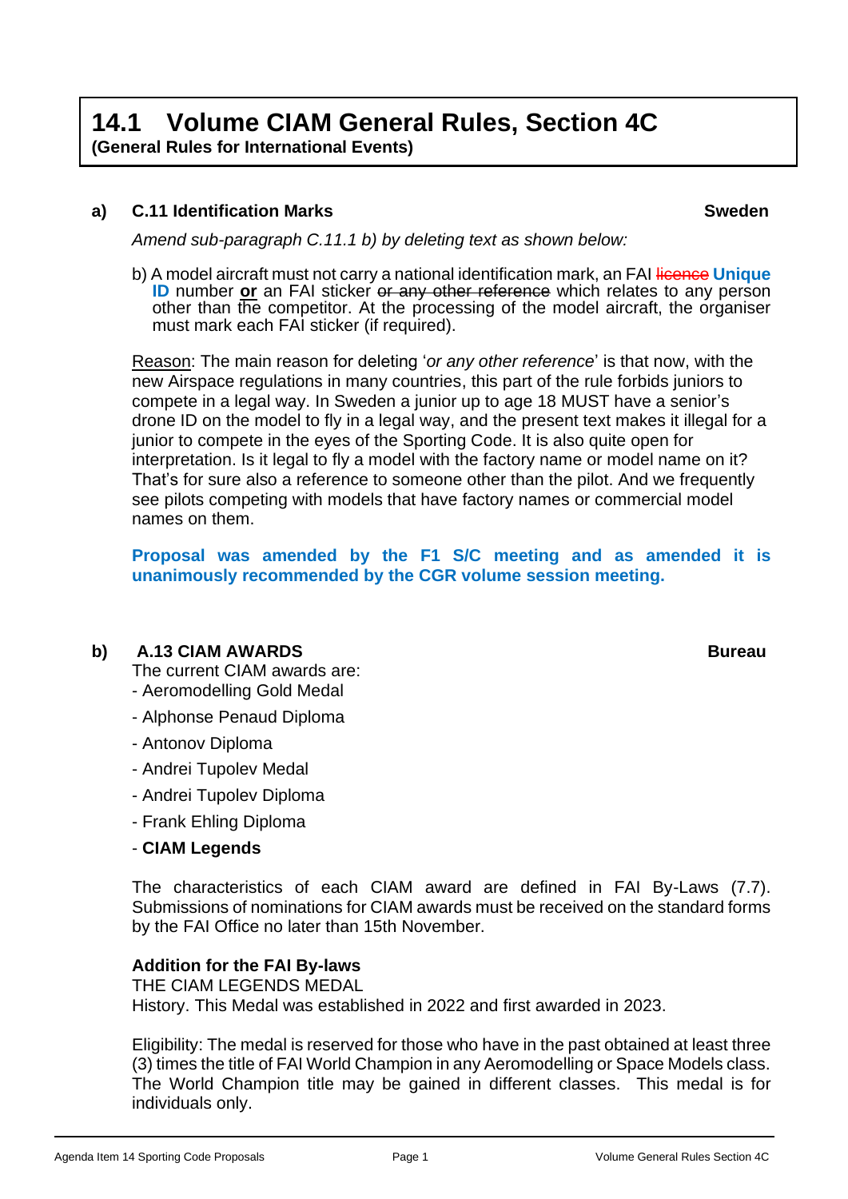# 14.1 Volume CIAM General Rules, Section 4C

**(General Rules for International Events)**

### a) C.11 Identification Marks — Sweden

*Amend sub-paragraph C.11.1 b) by deleting text as shown below:*

b) A model aircraft must not carry a national identification mark, an FAI ~~licence~~ **Unique ID** number **or** an FAI sticker ~~or any other reference~~ which relates to any person other than the competitor. At the processing of the model aircraft, the organiser must mark each FAI sticker (if required).

Reason: The main reason for deleting '*or any other reference*' is that now, with the new Airspace regulations in many countries, this part of the rule forbids juniors to compete in a legal way. In Sweden a junior up to age 18 MUST have a senior's drone ID on the model to fly in a legal way, and the present text makes it illegal for a junior to compete in the eyes of the Sporting Code. It is also quite open for interpretation. Is it legal to fly a model with the factory name or model name on it? That's for sure also a reference to someone other than the pilot. And we frequently see pilots competing with models that have factory names or commercial model names on them.

**Proposal was amended by the F1 S/C meeting and as amended it is unanimously recommended by the CGR volume session meeting.**

### b) A.13 CIAM AWARDS — Bureau

The current CIAM awards are:

- Aeromodelling Gold Medal
- Alphonse Penaud Diploma
- Antonov Diploma
- Andrei Tupolev Medal
- Andrei Tupolev Diploma
- Frank Ehling Diploma
- **CIAM Legends**

The characteristics of each CIAM award are defined in FAI By-Laws (7.7). Submissions of nominations for CIAM awards must be received on the standard forms by the FAI Office no later than 15th November.

**Addition for the FAI By-laws**

THE CIAM LEGENDS MEDAL

History. This Medal was established in 2022 and first awarded in 2023.

Eligibility: The medal is reserved for those who have in the past obtained at least three (3) times the title of FAI World Champion in any Aeromodelling or Space Models class. The World Champion title may be gained in different classes. This medal is for individuals only.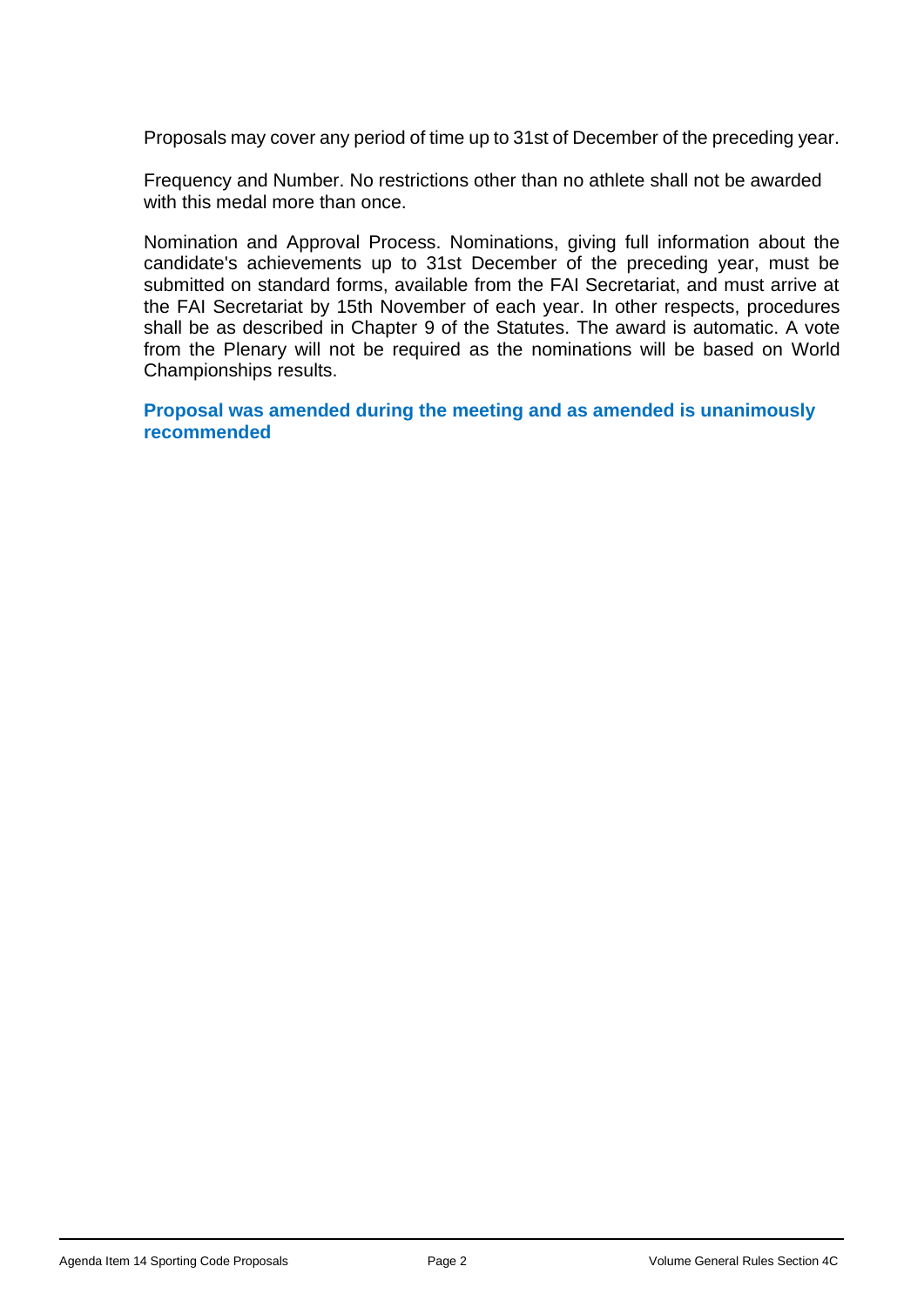Proposals may cover any period of time up to 31st of December of the preceding year.

Frequency and Number. No restrictions other than no athlete shall not be awarded with this medal more than once.

Nomination and Approval Process. Nominations, giving full information about the candidate's achievements up to 31st December of the preceding year, must be submitted on standard forms, available from the FAI Secretariat, and must arrive at the FAI Secretariat by 15th November of each year. In other respects, procedures shall be as described in Chapter 9 of the Statutes. The award is automatic. A vote from the Plenary will not be required as the nominations will be based on World Championships results.

**Proposal was amended during the meeting and as amended is unanimously recommended**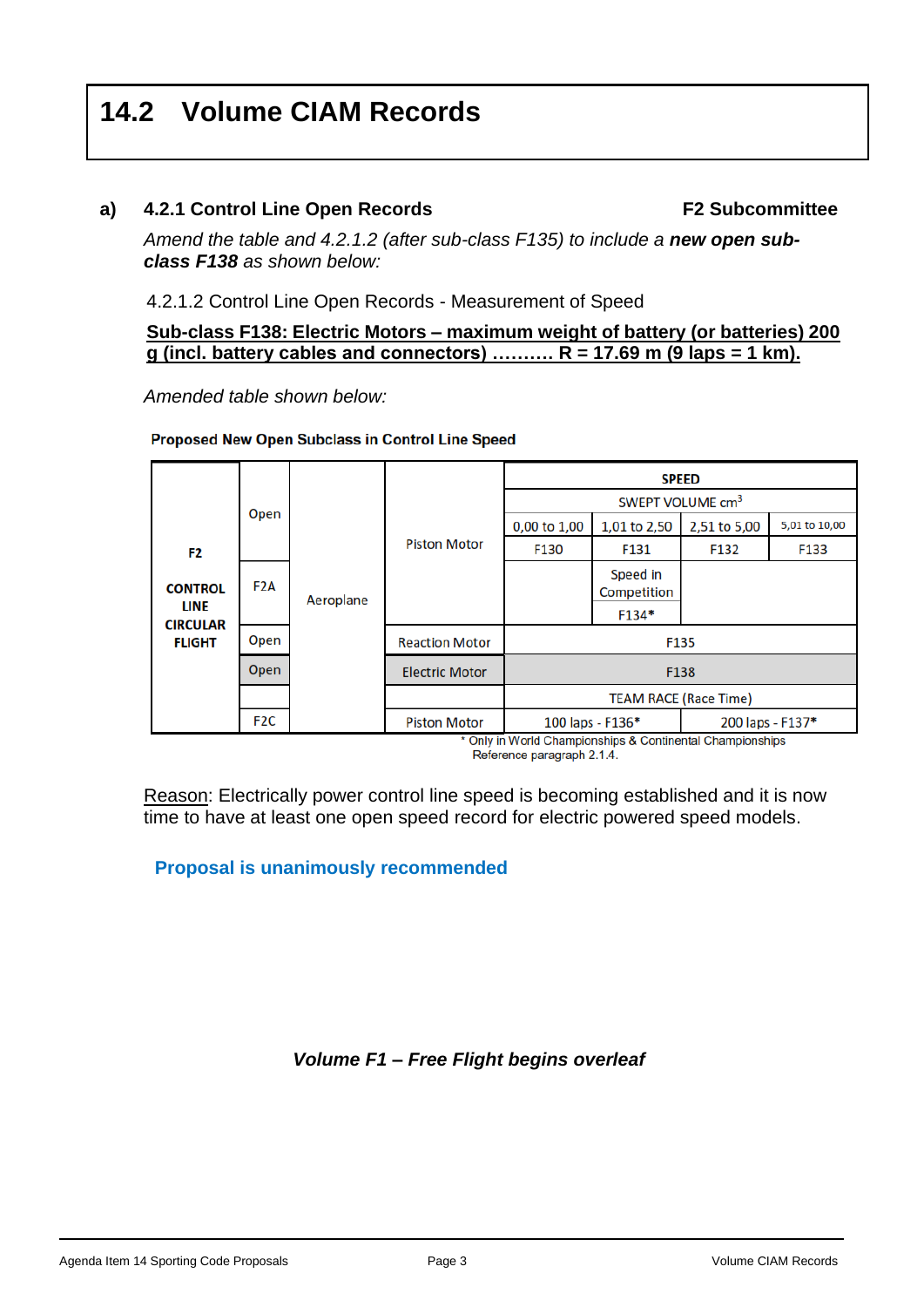# 14.2 Volume CIAM Records

**a) 4.2.1 Control Line Open Records** **F2 Subcommittee**

*Amend the table and 4.2.1.2 (after sub-class F135) to include a* ***new open sub-class F138*** *as shown below:*

4.2.1.2 Control Line Open Records - Measurement of Speed

**Sub-class F138: Electric Motors – maximum weight of battery (or batteries) 200 g (incl. battery cables and connectors) ………. R = 17.69 m (9 laps = 1 km).**

*Amended table shown below:*

**Proposed New Open Subclass in Control Line Speed**

| | | | | SPEED | | | |
|---|---|---|---|---|---|---|---|
| | | | | SWEPT VOLUME $cm^3$ | | | |
| | Open | | Piston Motor | 0,00 to 1,00 | 1,01 to 2,50 | 2,51 to 5,00 | 5,01 to 10,00 |
| **F2 CONTROL LINE CIRCULAR FLIGHT** | | | | F130 | F131 | F132 | F133 |
| | F2A | Aeroplane | | | Speed in Competition F134* | | |
| | Open | | Reaction Motor | F135 | | | |
| | Open | | Electric Motor | F138 | | | |
| | | | | TEAM RACE (Race Time) | | | |
| | F2C | | Piston Motor | 100 laps - F136* | | 200 laps - F137* | |

\* Only in World Championships & Continental Championships
Reference paragraph 2.1.4.

Reason: Electrically power control line speed is becoming established and it is now time to have at least one open speed record for electric powered speed models.

**Proposal is unanimously recommended**

***Volume F1 – Free Flight begins overleaf***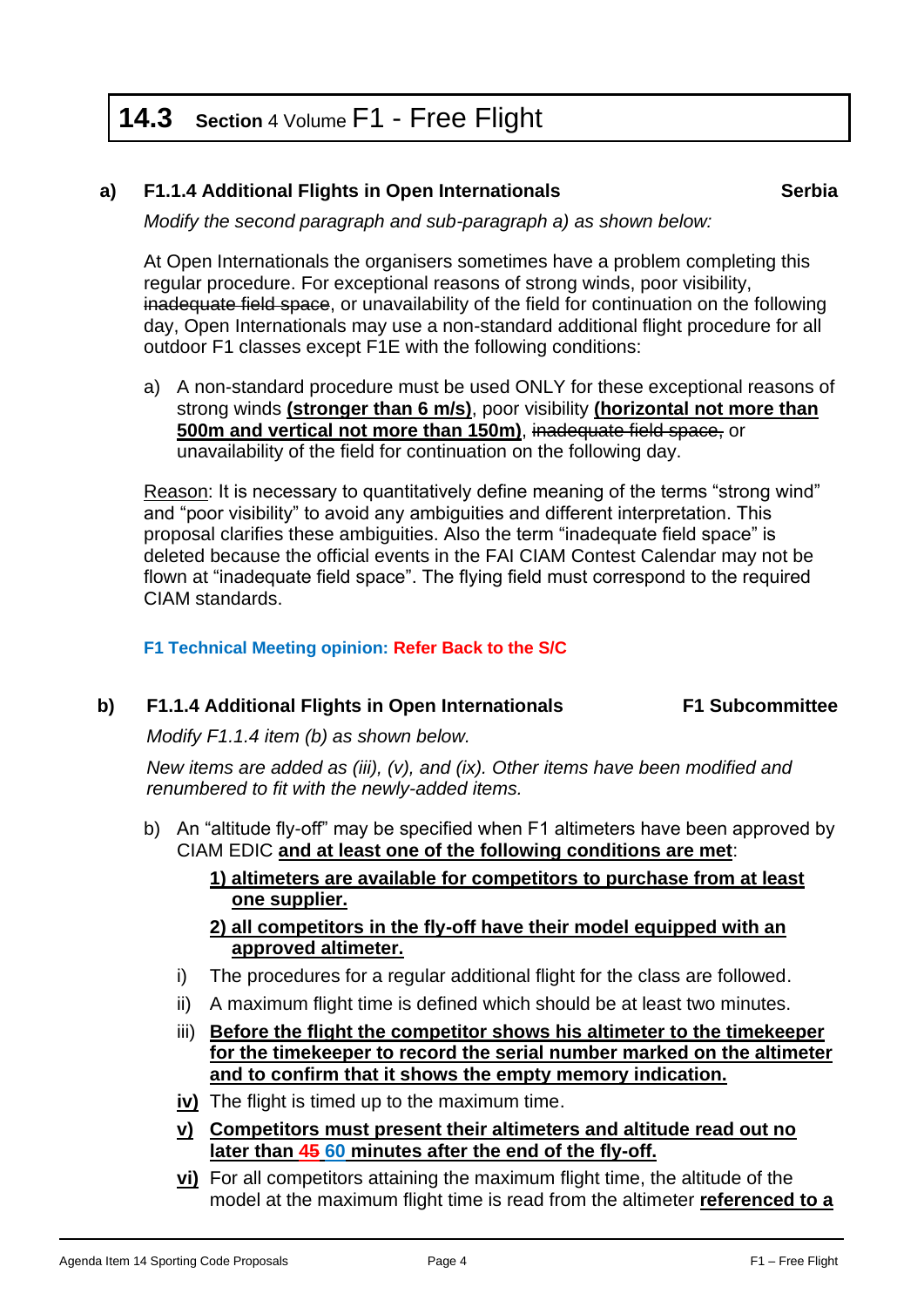## 14.3 Section 4 Volume F1 - Free Flight

**a) F1.1.4 Additional Flights in Open Internationals** **Serbia**

*Modify the second paragraph and sub-paragraph a) as shown below:*

At Open Internationals the organisers sometimes have a problem completing this regular procedure. For exceptional reasons of strong winds, poor visibility, ~~inadequate field space~~, or unavailability of the field for continuation on the following day, Open Internationals may use a non-standard additional flight procedure for all outdoor F1 classes except F1E with the following conditions:

a) A non-standard procedure must be used ONLY for these exceptional reasons of strong winds **<u>(stronger than 6 m/s)</u>**, poor visibility **<u>(horizontal not more than 500m and vertical not more than 150m)</u>**, ~~inadequate field space,~~ or unavailability of the field for continuation on the following day.

<u>Reason</u>: It is necessary to quantitatively define meaning of the terms "strong wind" and "poor visibility" to avoid any ambiguities and different interpretation. This proposal clarifies these ambiguities. Also the term "inadequate field space" is deleted because the official events in the FAI CIAM Contest Calendar may not be flown at "inadequate field space". The flying field must correspond to the required CIAM standards.

**F1 Technical Meeting opinion: Refer Back to the S/C**

**b) F1.1.4 Additional Flights in Open Internationals** **F1 Subcommittee**

*Modify F1.1.4 item (b) as shown below.*

*New items are added as (iii), (v), and (ix). Other items have been modified and renumbered to fit with the newly-added items.*

b) An "altitude fly-off" may be specified when F1 altimeters have been approved by CIAM EDIC **<u>and at least one of the following conditions are met</u>**:

**<u>1) altimeters are available for competitors to purchase from at least one supplier.</u>**

**<u>2) all competitors in the fly-off have their model equipped with an approved altimeter.</u>**

i) The procedures for a regular additional flight for the class are followed.

ii) A maximum flight time is defined which should be at least two minutes.

iii) **<u>Before the flight the competitor shows his altimeter to the timekeeper for the timekeeper to record the serial number marked on the altimeter and to confirm that it shows the empty memory indication.</u>**

**<u>iv)</u>** The flight is timed up to the maximum time.

**<u>v)</u>** **<u>Competitors must present their altimeters and altitude read out no later than ~~45~~ 60 minutes after the end of the fly-off.</u>**

**<u>vi)</u>** For all competitors attaining the maximum flight time, the altitude of the model at the maximum flight time is read from the altimeter **<u>referenced to a</u>**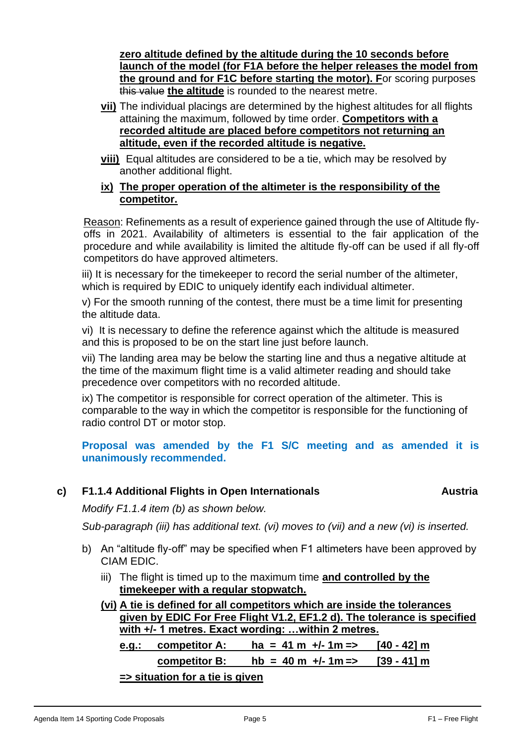**zero altitude defined by the altitude during the 10 seconds before launch of the model (for F1A before the helper releases the model from the ground and for F1C before starting the motor). F**or scoring purposes ~~this value~~ **the altitude** is rounded to the nearest metre.

**vii)** The individual placings are determined by the highest altitudes for all flights attaining the maximum, followed by time order. **Competitors with a recorded altitude are placed before competitors not returning an altitude, even if the recorded altitude is negative.**

**viii)** Equal altitudes are considered to be a tie, which may be resolved by another additional flight.

**ix) The proper operation of the altimeter is the responsibility of the competitor.**

Reason: Refinements as a result of experience gained through the use of Altitude fly-offs in 2021. Availability of altimeters is essential to the fair application of the procedure and while availability is limited the altitude fly-off can be used if all fly-off competitors do have approved altimeters.

iii) It is necessary for the timekeeper to record the serial number of the altimeter, which is required by EDIC to uniquely identify each individual altimeter.

v) For the smooth running of the contest, there must be a time limit for presenting the altitude data.

vi) It is necessary to define the reference against which the altitude is measured and this is proposed to be on the start line just before launch.

vii) The landing area may be below the starting line and thus a negative altitude at the time of the maximum flight time is a valid altimeter reading and should take precedence over competitors with no recorded altitude.

ix) The competitor is responsible for correct operation of the altimeter. This is comparable to the way in which the competitor is responsible for the functioning of radio control DT or motor stop.

**Proposal was amended by the F1 S/C meeting and as amended it is unanimously recommended.**

## c) F1.1.4 Additional Flights in Open Internationals — Austria

*Modify F1.1.4 item (b) as shown below.*

*Sub-paragraph (iii) has additional text. (vi) moves to (vii) and a new (vi) is inserted.*

b) An "altitude fly-off" may be specified when F1 altimeters have been approved by CIAM EDIC.

iii) The flight is timed up to the maximum time **and controlled by the timekeeper with a regular stopwatch.**

**(vi) A tie is defined for all competitors which are inside the tolerances given by EDIC For Free Flight V1.2, EF1.2 d). The tolerance is specified with +/- 1 metres. Exact wording: …within 2 metres.**

**e.g.: competitor A: ha = 41 m +/- 1m => [40 - 42] m**

**competitor B: hb = 40 m +/- 1m => [39 - 41] m**

**=> situation for a tie is given**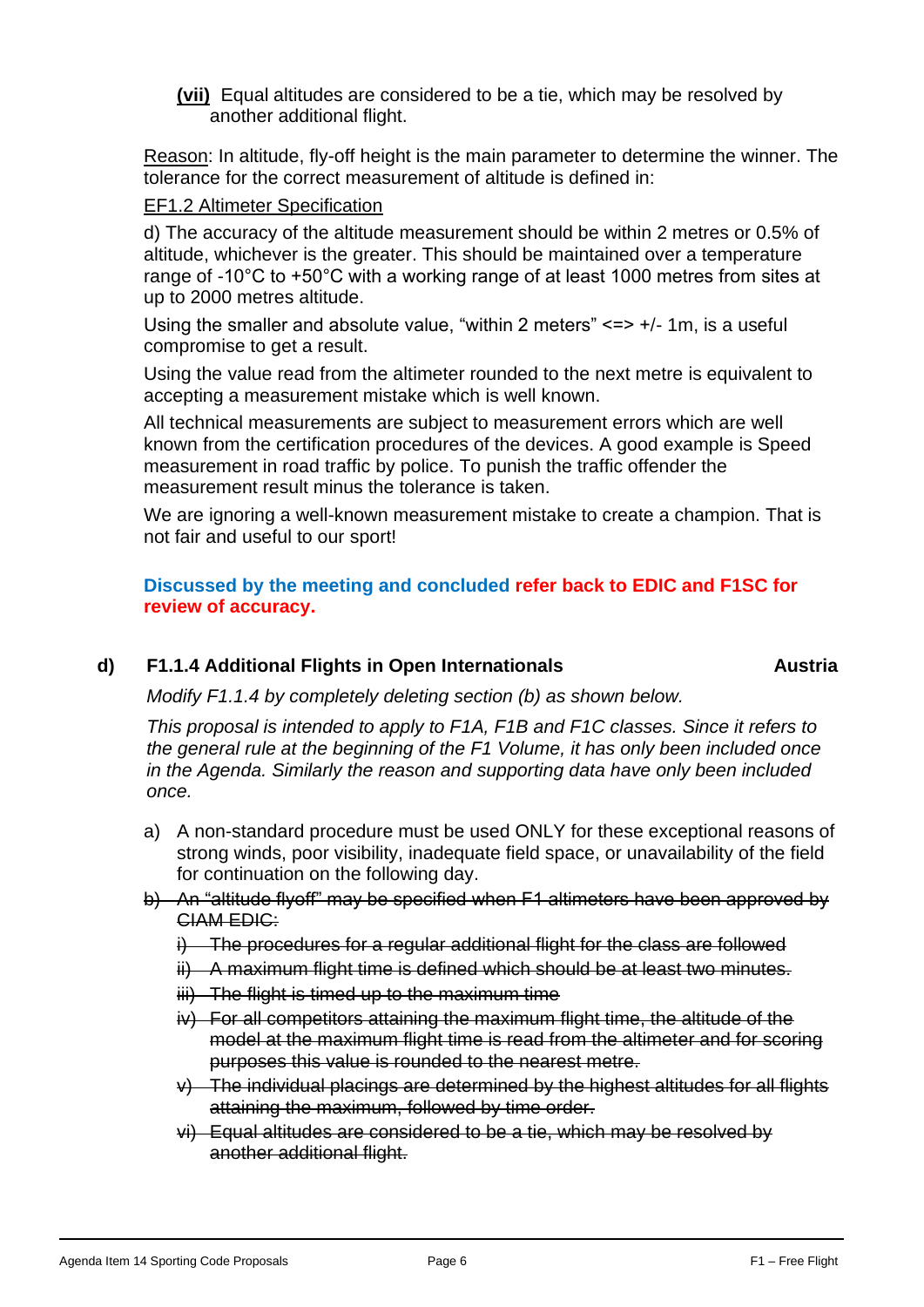**(vii)** Equal altitudes are considered to be a tie, which may be resolved by another additional flight.

Reason: In altitude, fly-off height is the main parameter to determine the winner. The tolerance for the correct measurement of altitude is defined in:

EF1.2 Altimeter Specification

d) The accuracy of the altitude measurement should be within 2 metres or 0.5% of altitude, whichever is the greater. This should be maintained over a temperature range of -10°C to +50°C with a working range of at least 1000 metres from sites at up to 2000 metres altitude.

Using the smaller and absolute value, "within 2 meters" <=> +/- 1m, is a useful compromise to get a result.

Using the value read from the altimeter rounded to the next metre is equivalent to accepting a measurement mistake which is well known.

All technical measurements are subject to measurement errors which are well known from the certification procedures of the devices. A good example is Speed measurement in road traffic by police. To punish the traffic offender the measurement result minus the tolerance is taken.

We are ignoring a well-known measurement mistake to create a champion. That is not fair and useful to our sport!

**Discussed by the meeting and concluded refer back to EDIC and F1SC for review of accuracy.**

### d) F1.1.4 Additional Flights in Open Internationals — Austria

*Modify F1.1.4 by completely deleting section (b) as shown below.*

*This proposal is intended to apply to F1A, F1B and F1C classes. Since it refers to the general rule at the beginning of the F1 Volume, it has only been included once in the Agenda. Similarly the reason and supporting data have only been included once.*

a) A non-standard procedure must be used ONLY for these exceptional reasons of strong winds, poor visibility, inadequate field space, or unavailability of the field for continuation on the following day.

~~b) An "altitude flyoff" may be specified when F1 altimeters have been approved by CIAM EDIC:~~

~~i) The procedures for a regular additional flight for the class are followed~~

~~ii) A maximum flight time is defined which should be at least two minutes.~~

~~iii) The flight is timed up to the maximum time~~

~~iv) For all competitors attaining the maximum flight time, the altitude of the model at the maximum flight time is read from the altimeter and for scoring purposes this value is rounded to the nearest metre.~~

~~v) The individual placings are determined by the highest altitudes for all flights attaining the maximum, followed by time order.~~

~~vi) Equal altitudes are considered to be a tie, which may be resolved by another additional flight.~~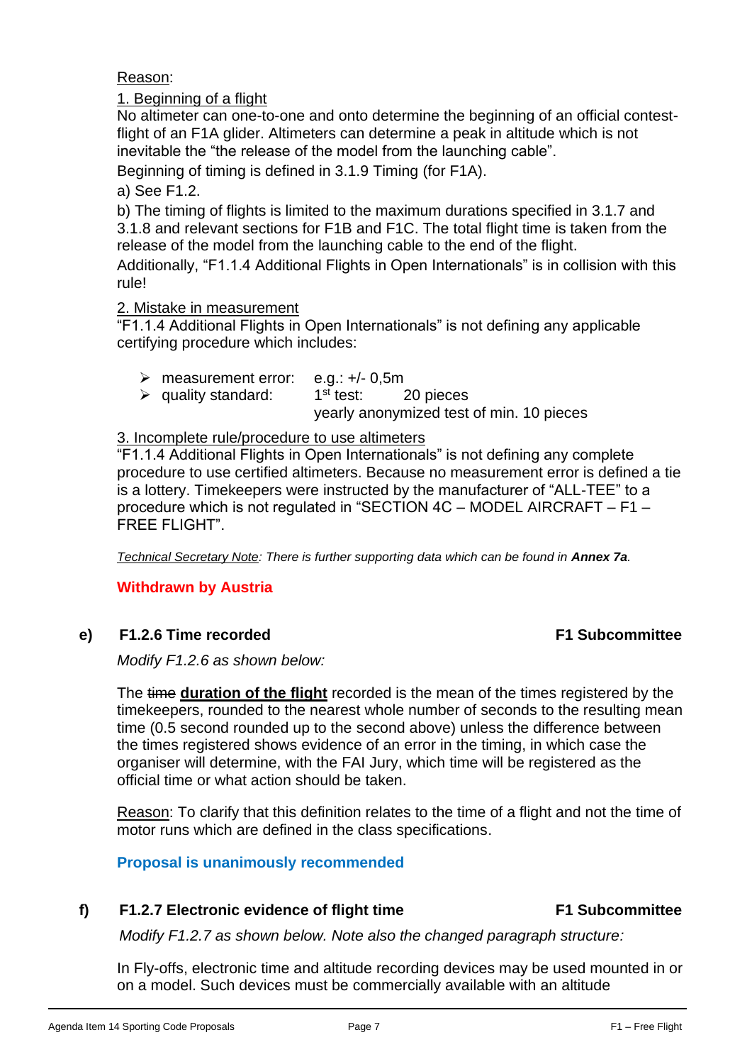Reason:

1. Beginning of a flight

No altimeter can one-to-one and onto determine the beginning of an official contest-flight of an F1A glider. Altimeters can determine a peak in altitude which is not inevitable the "the release of the model from the launching cable".

Beginning of timing is defined in 3.1.9 Timing (for F1A).

a) See F1.2.

b) The timing of flights is limited to the maximum durations specified in 3.1.7 and 3.1.8 and relevant sections for F1B and F1C. The total flight time is taken from the release of the model from the launching cable to the end of the flight.

Additionally, "F1.1.4 Additional Flights in Open Internationals" is in collision with this rule!

2. Mistake in measurement

"F1.1.4 Additional Flights in Open Internationals" is not defining any applicable certifying procedure which includes:

- measurement error: e.g.: +/- 0,5m
- quality standard: 1st test: 20 pieces
  yearly anonymized test of min. 10 pieces

3. Incomplete rule/procedure to use altimeters

"F1.1.4 Additional Flights in Open Internationals" is not defining any complete procedure to use certified altimeters. Because no measurement error is defined a tie is a lottery. Timekeepers were instructed by the manufacturer of "ALL-TEE" to a procedure which is not regulated in "SECTION 4C – MODEL AIRCRAFT – F1 – FREE FLIGHT".

*Technical Secretary Note: There is further supporting data which can be found in **Annex 7a**.*

**Withdrawn by Austria**

### e) F1.2.6 Time recorded — F1 Subcommittee

*Modify F1.2.6 as shown below:*

The ~~time~~ **duration of the flight** recorded is the mean of the times registered by the timekeepers, rounded to the nearest whole number of seconds to the resulting mean time (0.5 second rounded up to the second above) unless the difference between the times registered shows evidence of an error in the timing, in which case the organiser will determine, with the FAI Jury, which time will be registered as the official time or what action should be taken.

Reason: To clarify that this definition relates to the time of a flight and not the time of motor runs which are defined in the class specifications.

**Proposal is unanimously recommended**

### f) F1.2.7 Electronic evidence of flight time — F1 Subcommittee

*Modify F1.2.7 as shown below. Note also the changed paragraph structure:*

In Fly-offs, electronic time and altitude recording devices may be used mounted in or on a model. Such devices must be commercially available with an altitude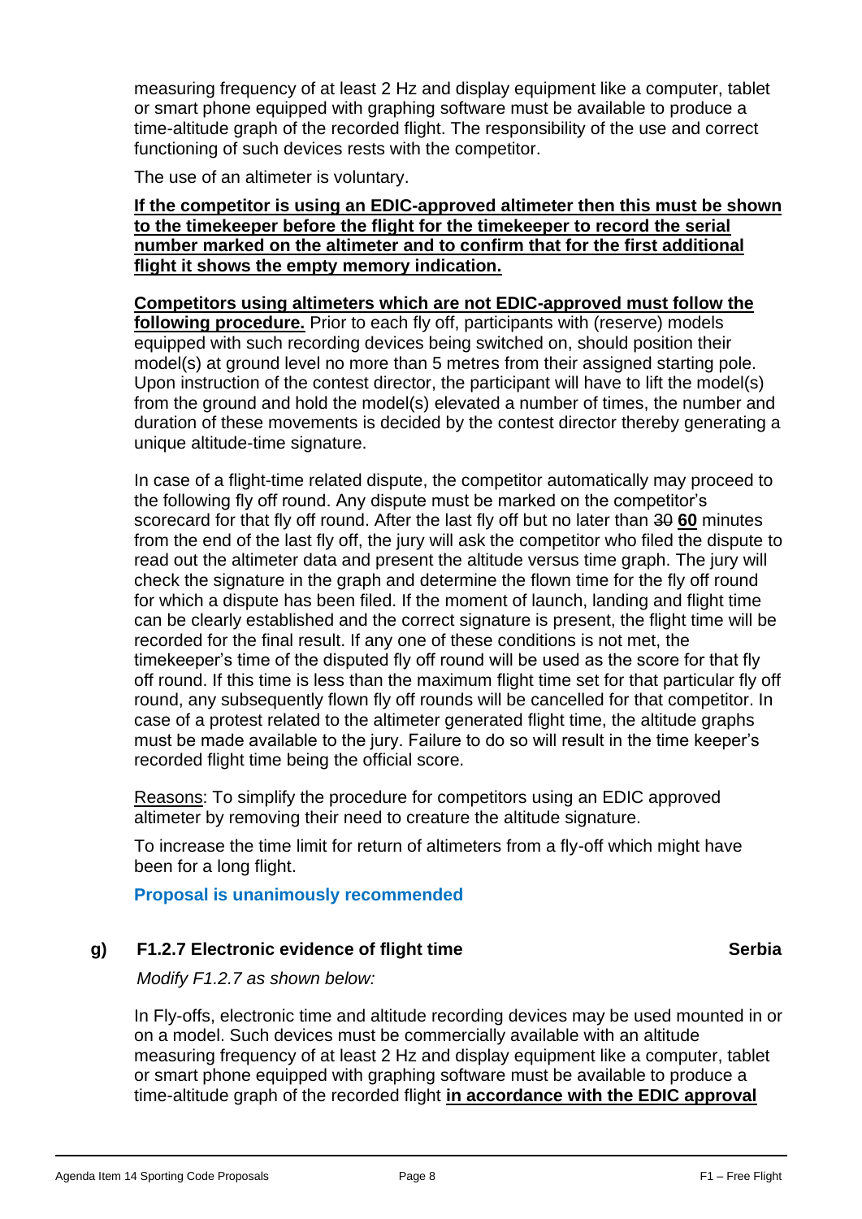measuring frequency of at least 2 Hz and display equipment like a computer, tablet or smart phone equipped with graphing software must be available to produce a time-altitude graph of the recorded flight. The responsibility of the use and correct functioning of such devices rests with the competitor.

The use of an altimeter is voluntary.

**If the competitor is using an EDIC-approved altimeter then this must be shown to the timekeeper before the flight for the timekeeper to record the serial number marked on the altimeter and to confirm that for the first additional flight it shows the empty memory indication.**

**Competitors using altimeters which are not EDIC-approved must follow the following procedure.** Prior to each fly off, participants with (reserve) models equipped with such recording devices being switched on, should position their model(s) at ground level no more than 5 metres from their assigned starting pole. Upon instruction of the contest director, the participant will have to lift the model(s) from the ground and hold the model(s) elevated a number of times, the number and duration of these movements is decided by the contest director thereby generating a unique altitude-time signature.

In case of a flight-time related dispute, the competitor automatically may proceed to the following fly off round. Any dispute must be marked on the competitor's scorecard for that fly off round. After the last fly off but no later than ~~30~~ **60** minutes from the end of the last fly off, the jury will ask the competitor who filed the dispute to read out the altimeter data and present the altitude versus time graph. The jury will check the signature in the graph and determine the flown time for the fly off round for which a dispute has been filed. If the moment of launch, landing and flight time can be clearly established and the correct signature is present, the flight time will be recorded for the final result. If any one of these conditions is not met, the timekeeper's time of the disputed fly off round will be used as the score for that fly off round. If this time is less than the maximum flight time set for that particular fly off round, any subsequently flown fly off rounds will be cancelled for that competitor. In case of a protest related to the altimeter generated flight time, the altitude graphs must be made available to the jury. Failure to do so will result in the time keeper's recorded flight time being the official score.

Reasons: To simplify the procedure for competitors using an EDIC approved altimeter by removing their need to creature the altitude signature.

To increase the time limit for return of altimeters from a fly-off which might have been for a long flight.

**Proposal is unanimously recommended**

### g) F1.2.7 Electronic evidence of flight time — Serbia

*Modify F1.2.7 as shown below:*

In Fly-offs, electronic time and altitude recording devices may be used mounted in or on a model. Such devices must be commercially available with an altitude measuring frequency of at least 2 Hz and display equipment like a computer, tablet or smart phone equipped with graphing software must be available to produce a time-altitude graph of the recorded flight **in accordance with the EDIC approval**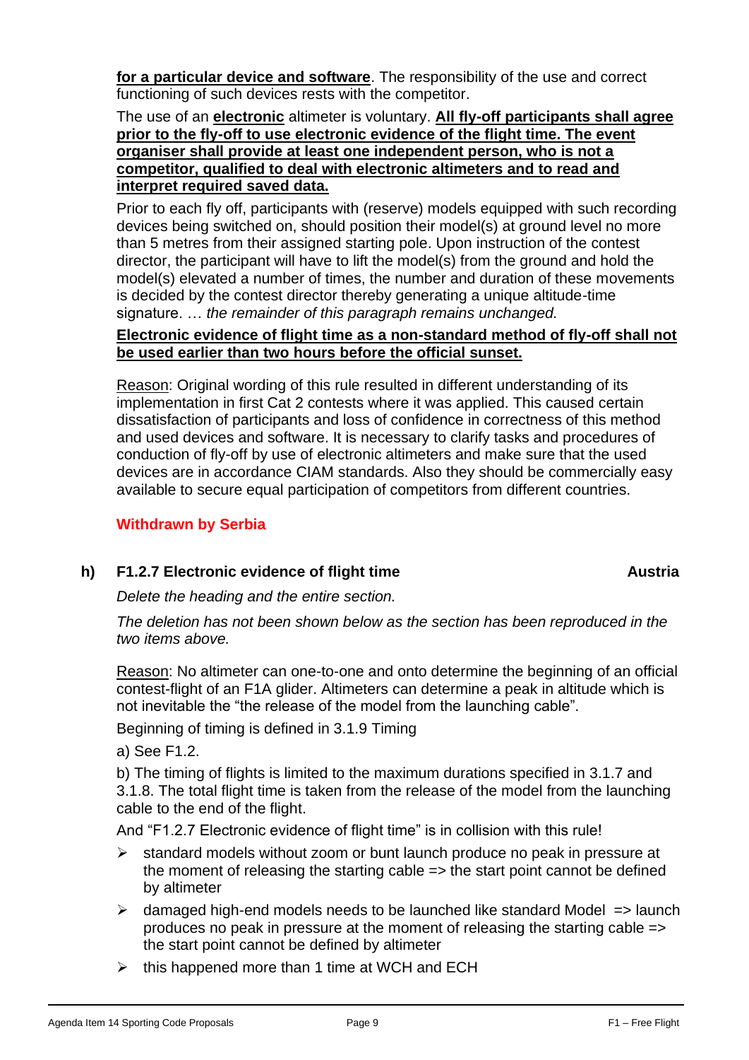**<u>for a particular device and software</u>**. The responsibility of the use and correct functioning of such devices rests with the competitor.

The use of an **<u>electronic</u>** altimeter is voluntary. **<u>All fly-off participants shall agree prior to the fly-off to use electronic evidence of the flight time. The event organiser shall provide at least one independent person, who is not a competitor, qualified to deal with electronic altimeters and to read and interpret required saved data.</u>**

Prior to each fly off, participants with (reserve) models equipped with such recording devices being switched on, should position their model(s) at ground level no more than 5 metres from their assigned starting pole. Upon instruction of the contest director, the participant will have to lift the model(s) from the ground and hold the model(s) elevated a number of times, the number and duration of these movements is decided by the contest director thereby generating a unique altitude-time signature. … *the remainder of this paragraph remains unchanged.*

**<u>Electronic evidence of flight time as a non-standard method of fly-off shall not be used earlier than two hours before the official sunset.</u>**

<u>Reason</u>: Original wording of this rule resulted in different understanding of its implementation in first Cat 2 contests where it was applied. This caused certain dissatisfaction of participants and loss of confidence in correctness of this method and used devices and software. It is necessary to clarify tasks and procedures of conduction of fly-off by use of electronic altimeters and make sure that the used devices are in accordance CIAM standards. Also they should be commercially easy available to secure equal participation of competitors from different countries.

**Withdrawn by Serbia**

### h) F1.2.7 Electronic evidence of flight time — Austria

*Delete the heading and the entire section.*

*The deletion has not been shown below as the section has been reproduced in the two items above.*

<u>Reason</u>: No altimeter can one-to-one and onto determine the beginning of an official contest-flight of an F1A glider. Altimeters can determine a peak in altitude which is not inevitable the "the release of the model from the launching cable".

Beginning of timing is defined in 3.1.9 Timing

a) See F1.2.

b) The timing of flights is limited to the maximum durations specified in 3.1.7 and 3.1.8. The total flight time is taken from the release of the model from the launching cable to the end of the flight.

And "F1.2.7 Electronic evidence of flight time" is in collision with this rule!

- standard models without zoom or bunt launch produce no peak in pressure at the moment of releasing the starting cable => the start point cannot be defined by altimeter
- damaged high-end models needs to be launched like standard Model => launch produces no peak in pressure at the moment of releasing the starting cable => the start point cannot be defined by altimeter
- this happened more than 1 time at WCH and ECH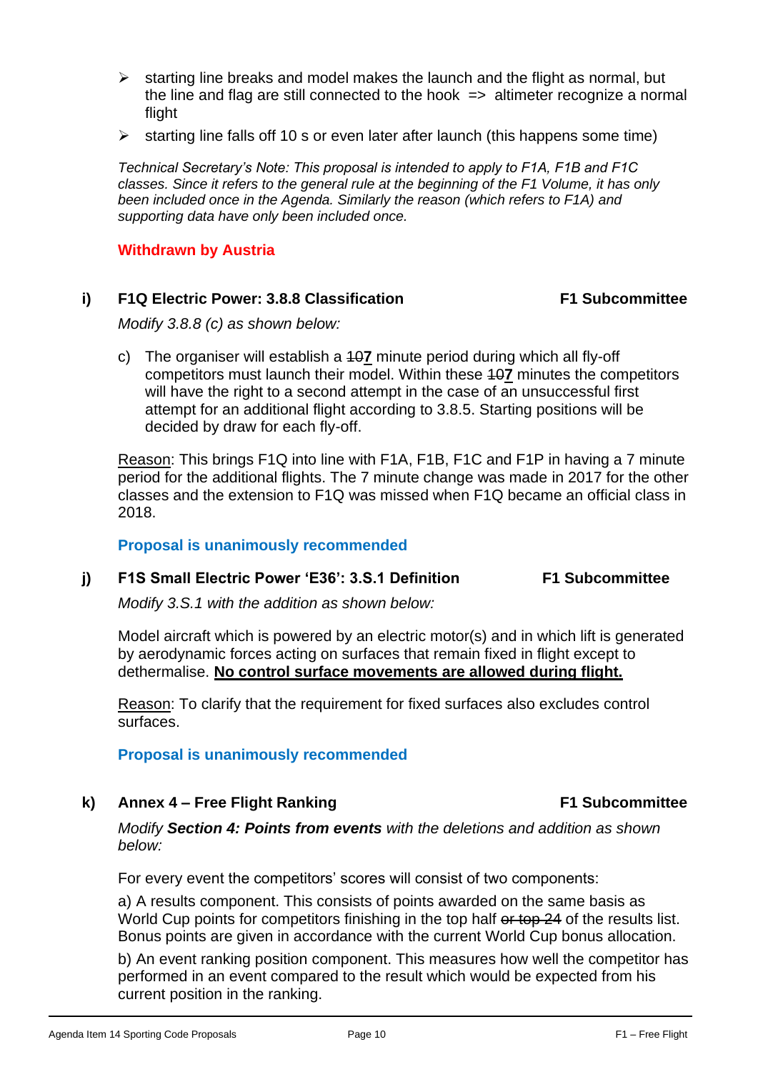- starting line breaks and model makes the launch and the flight as normal, but the line and flag are still connected to the hook => altimeter recognize a normal flight
- starting line falls off 10 s or even later after launch (this happens some time)

*Technical Secretary's Note: This proposal is intended to apply to F1A, F1B and F1C classes. Since it refers to the general rule at the beginning of the F1 Volume, it has only been included once in the Agenda. Similarly the reason (which refers to F1A) and supporting data have only been included once.*

**Withdrawn by Austria**

### i) F1Q Electric Power: 3.8.8 Classification — F1 Subcommittee

*Modify 3.8.8 (c) as shown below:*

c) The organiser will establish a ~~10~~**7** minute period during which all fly-off competitors must launch their model. Within these ~~10~~**7** minutes the competitors will have the right to a second attempt in the case of an unsuccessful first attempt for an additional flight according to 3.8.5. Starting positions will be decided by draw for each fly-off.

Reason: This brings F1Q into line with F1A, F1B, F1C and F1P in having a 7 minute period for the additional flights. The 7 minute change was made in 2017 for the other classes and the extension to F1Q was missed when F1Q became an official class in 2018.

**Proposal is unanimously recommended**

### j) F1S Small Electric Power 'E36': 3.S.1 Definition — F1 Subcommittee

*Modify 3.S.1 with the addition as shown below:*

Model aircraft which is powered by an electric motor(s) and in which lift is generated by aerodynamic forces acting on surfaces that remain fixed in flight except to dethermalise. **No control surface movements are allowed during flight.**

Reason: To clarify that the requirement for fixed surfaces also excludes control surfaces.

**Proposal is unanimously recommended**

### k) Annex 4 – Free Flight Ranking — F1 Subcommittee

*Modify **Section 4: Points from events** with the deletions and addition as shown below:*

For every event the competitors' scores will consist of two components:

a) A results component. This consists of points awarded on the same basis as World Cup points for competitors finishing in the top half ~~or top 24~~ of the results list. Bonus points are given in accordance with the current World Cup bonus allocation.

b) An event ranking position component. This measures how well the competitor has performed in an event compared to the result which would be expected from his current position in the ranking.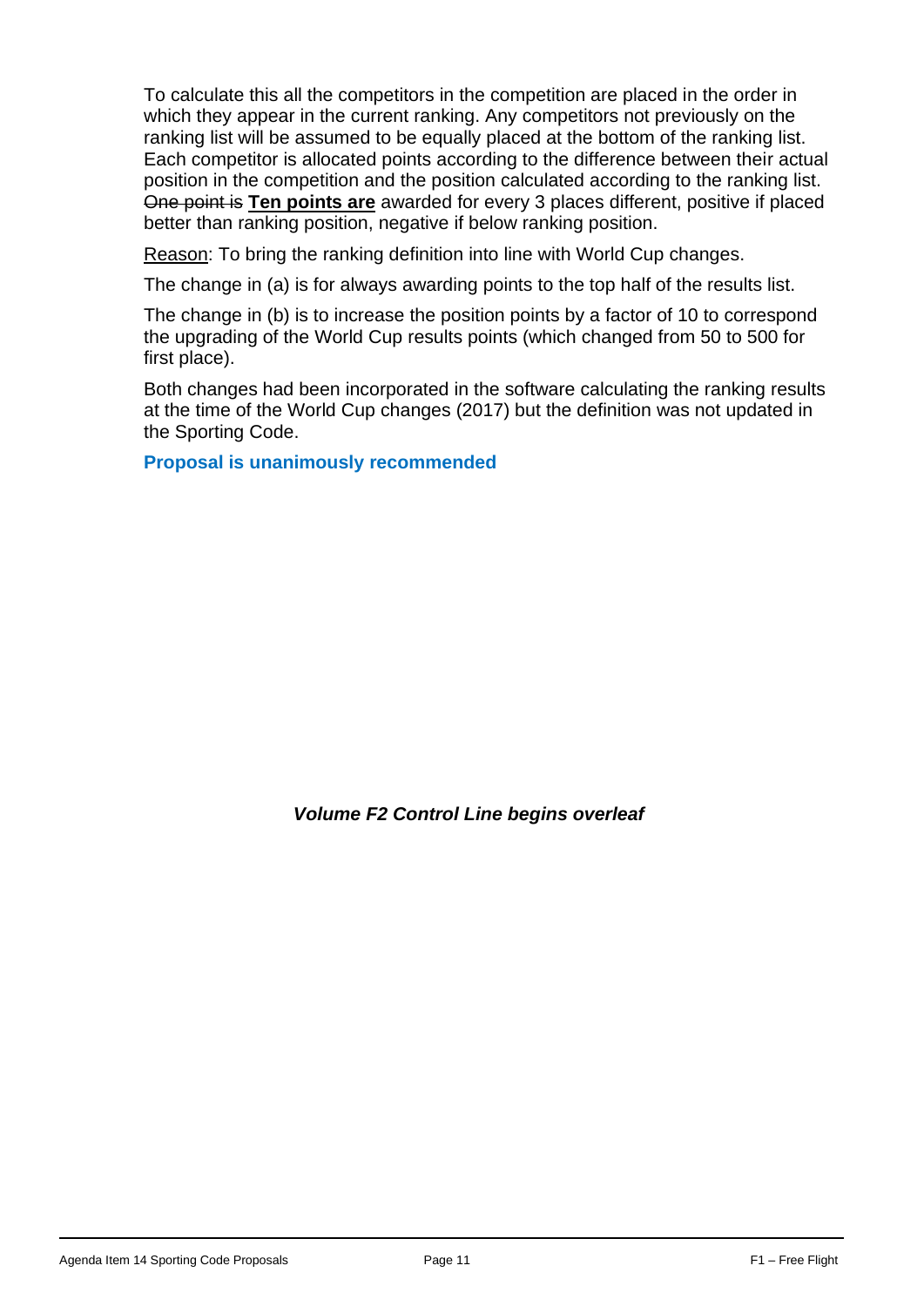To calculate this all the competitors in the competition are placed in the order in which they appear in the current ranking. Any competitors not previously on the ranking list will be assumed to be equally placed at the bottom of the ranking list. Each competitor is allocated points according to the difference between their actual position in the competition and the position calculated according to the ranking list. ~~One point is~~ **<u>Ten points are</u>** awarded for every 3 places different, positive if placed better than ranking position, negative if below ranking position.

<u>Reason</u>: To bring the ranking definition into line with World Cup changes.

The change in (a) is for always awarding points to the top half of the results list.

The change in (b) is to increase the position points by a factor of 10 to correspond the upgrading of the World Cup results points (which changed from 50 to 500 for first place).

Both changes had been incorporated in the software calculating the ranking results at the time of the World Cup changes (2017) but the definition was not updated in the Sporting Code.

**Proposal is unanimously recommended**

***Volume F2 Control Line begins overleaf***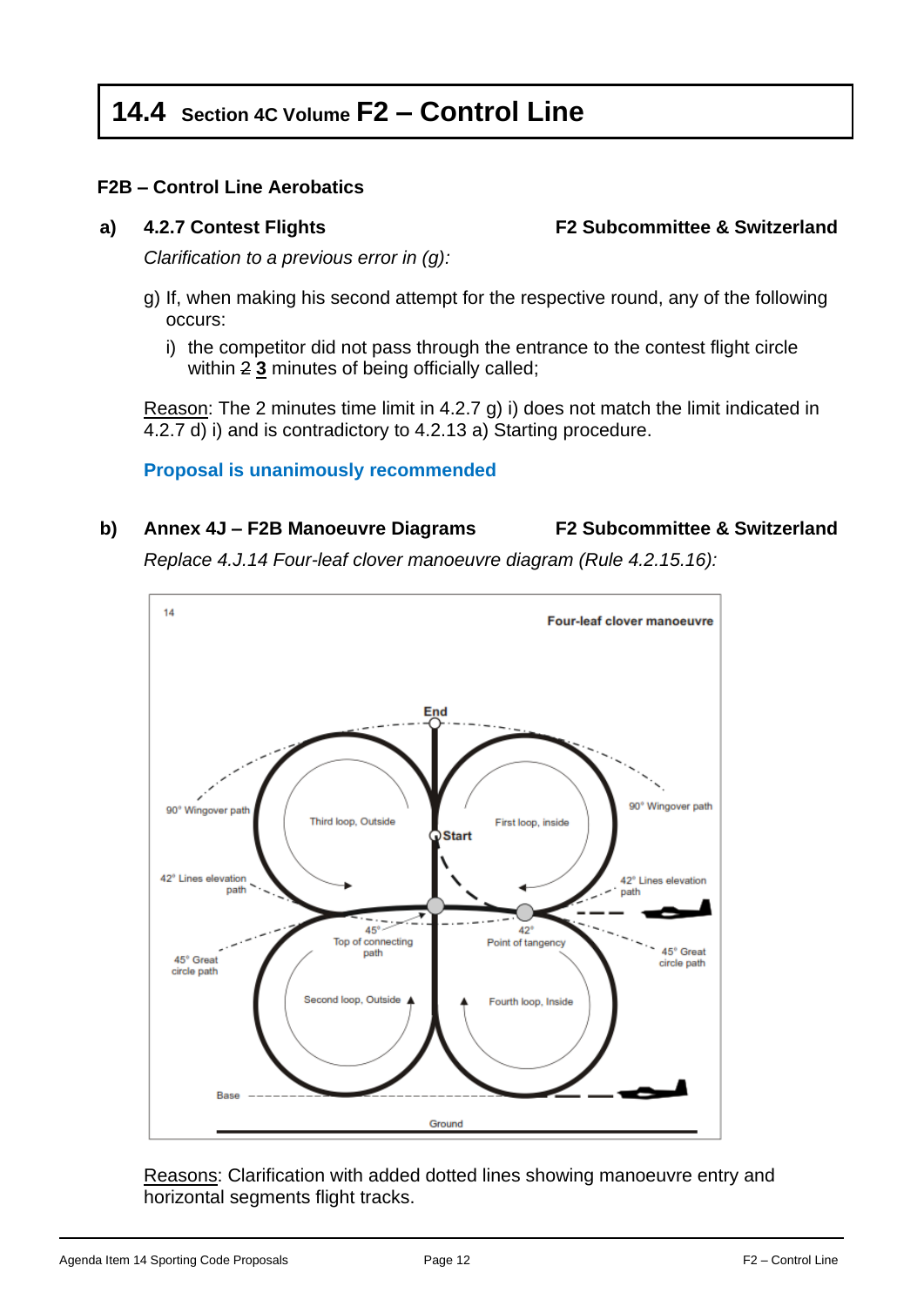# 14.4 Section 4C Volume F2 – Control Line

## F2B – Control Line Aerobatics

**a) 4.2.7 Contest Flights** **F2 Subcommittee & Switzerland**

*Clarification to a previous error in (g):*

g) If, when making his second attempt for the respective round, any of the following occurs:

i) the competitor did not pass through the entrance to the contest flight circle within ~~2~~ **3** minutes of being officially called;

Reason: The 2 minutes time limit in 4.2.7 g) i) does not match the limit indicated in 4.2.7 d) i) and is contradictory to 4.2.13 a) Starting procedure.

**Proposal is unanimously recommended**

**b) Annex 4J – F2B Manoeuvre Diagrams** **F2 Subcommittee & Switzerland**

*Replace 4.J.14 Four-leaf clover manoeuvre diagram (Rule 4.2.15.16):*

14 **Four-leaf clover manoeuvre**

End, Start, Third loop, Outside, First loop, inside, Second loop, Outside, Fourth loop, Inside, 90° Wingover path, 42° Lines elevation path, 45° Top of connecting path, 42° Point of tangency, 45° Great circle path, Base, Ground

Reasons: Clarification with added dotted lines showing manoeuvre entry and horizontal segments flight tracks.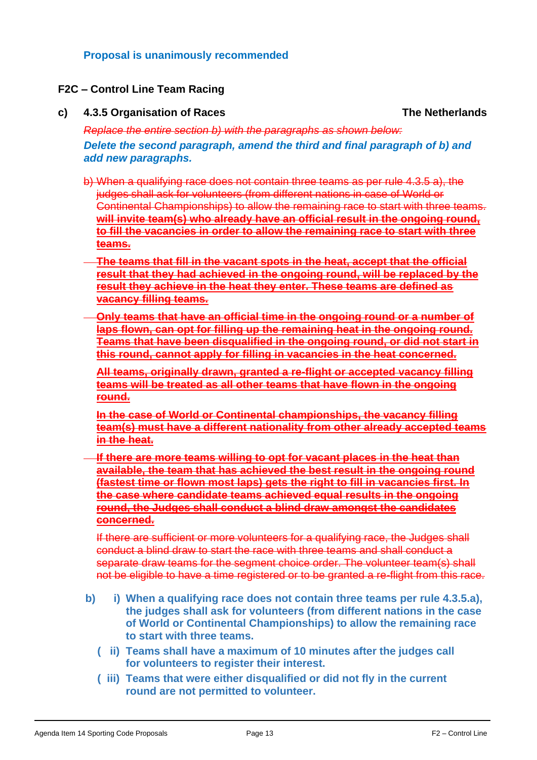**Proposal is unanimously recommended**

## F2C – Control Line Team Racing

### c) 4.3.5 Organisation of Races — The Netherlands

~~*Replace the entire section b) with the paragraphs as shown below:*~~

***Delete the second paragraph, amend the third and final paragraph of b) and add new paragraphs.***

~~b) When a qualifying race does not contain three teams as per rule 4.3.5 a), the judges shall ask for volunteers (from different nations in case of World or Continental Championships) to allow the remaining race to start with three teams.~~ ~~**will invite team(s) who already have an official result in the ongoing round, to fill the vacancies in order to allow the remaining race to start with three teams.**~~

~~**The teams that fill in the vacant spots in the heat, accept that the official result that they had achieved in the ongoing round, will be replaced by the result they achieve in the heat they enter. These teams are defined as vacancy filling teams.**~~

~~**Only teams that have an official time in the ongoing round or a number of laps flown, can opt for filling up the remaining heat in the ongoing round. Teams that have been disqualified in the ongoing round, or did not start in this round, cannot apply for filling in vacancies in the heat concerned.**~~

~~**All teams, originally drawn, granted a re-flight or accepted vacancy filling teams will be treated as all other teams that have flown in the ongoing round.**~~

~~**In the case of World or Continental championships, the vacancy filling team(s) must have a different nationality from other already accepted teams in the heat.**~~

~~**If there are more teams willing to opt for vacant places in the heat than available, the team that has achieved the best result in the ongoing round (fastest time or flown most laps) gets the right to fill in vacancies first. In the case where candidate teams achieved equal results in the ongoing round, the Judges shall conduct a blind draw amongst the candidates concerned.**~~

~~If there are sufficient or more volunteers for a qualifying race, the Judges shall conduct a blind draw to start the race with three teams and shall conduct a separate draw teams for the segment choice order. The volunteer team(s) shall not be eligible to have a time registered or to be granted a re-flight from this race.~~

**b) i) When a qualifying race does not contain three teams per rule 4.3.5.a), the judges shall ask for volunteers (from different nations in the case of World or Continental Championships) to allow the remaining race to start with three teams.**

**( ii) Teams shall have a maximum of 10 minutes after the judges call for volunteers to register their interest.**

**( iii) Teams that were either disqualified or did not fly in the current round are not permitted to volunteer.**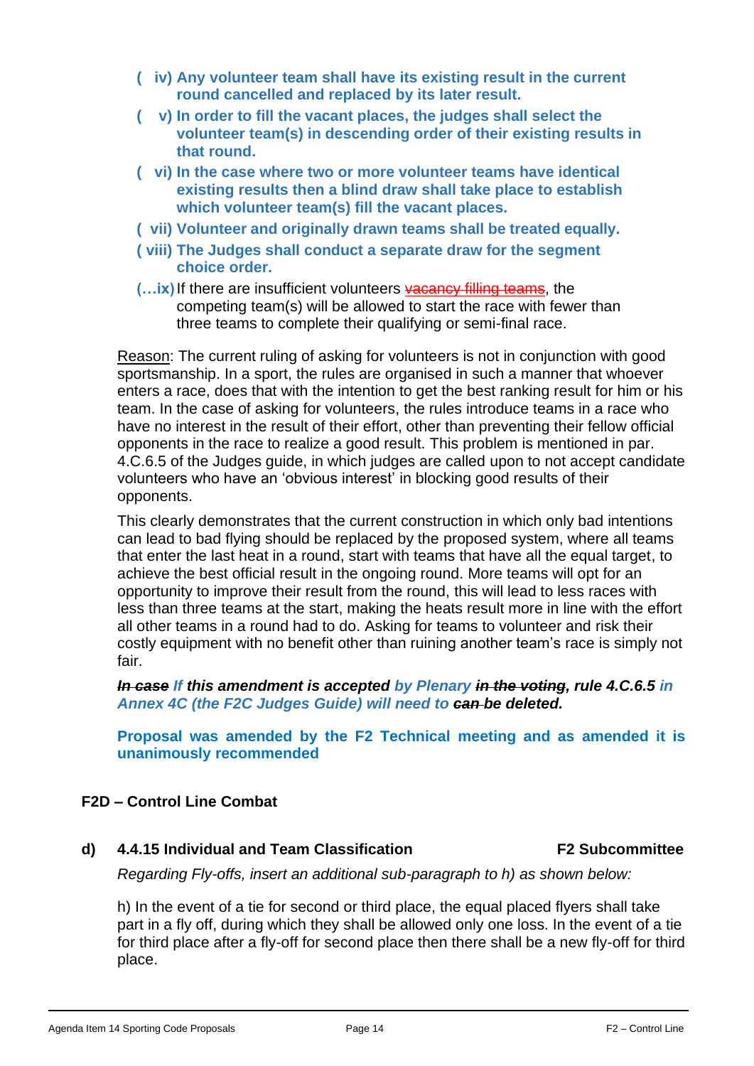**( iv) Any volunteer team shall have its existing result in the current round cancelled and replaced by its later result.**

**( v) In order to fill the vacant places, the judges shall select the volunteer team(s) in descending order of their existing results in that round.**

**( vi) In the case where two or more volunteer teams have identical existing results then a blind draw shall take place to establish which volunteer team(s) fill the vacant places.**

**( vii) Volunteer and originally drawn teams shall be treated equally.**

**( viii) The Judges shall conduct a separate draw for the segment choice order.**

**(…ix)** If there are insufficient volunteers ~~vacancy filling teams~~, the competing team(s) will be allowed to start the race with fewer than three teams to complete their qualifying or semi-final race.

Reason: The current ruling of asking for volunteers is not in conjunction with good sportsmanship. In a sport, the rules are organised in such a manner that whoever enters a race, does that with the intention to get the best ranking result for him or his team. In the case of asking for volunteers, the rules introduce teams in a race who have no interest in the result of their effort, other than preventing their fellow official opponents in the race to realize a good result. This problem is mentioned in par. 4.C.6.5 of the Judges guide, in which judges are called upon to not accept candidate volunteers who have an 'obvious interest' in blocking good results of their opponents.

This clearly demonstrates that the current construction in which only bad intentions can lead to bad flying should be replaced by the proposed system, where all teams that enter the last heat in a round, start with teams that have all the equal target, to achieve the best official result in the ongoing round. More teams will opt for an opportunity to improve their result from the round, this will lead to less races with less than three teams at the start, making the heats result more in line with the effort all other teams in a round had to do. Asking for teams to volunteer and risk their costly equipment with no benefit other than ruining another team's race is simply not fair.

***~~In case~~ If this amendment is accepted by Plenary ~~in the voting~~, rule 4.C.6.5 in Annex 4C (the F2C Judges Guide) will need to ~~can~~ be deleted.***

**Proposal was amended by the F2 Technical meeting and as amended it is unanimously recommended**

## F2D – Control Line Combat

### d) 4.4.15 Individual and Team Classification — F2 Subcommittee

*Regarding Fly-offs, insert an additional sub-paragraph to h) as shown below:*

h) In the event of a tie for second or third place, the equal placed flyers shall take part in a fly off, during which they shall be allowed only one loss. In the event of a tie for third place after a fly-off for second place then there shall be a new fly-off for third place.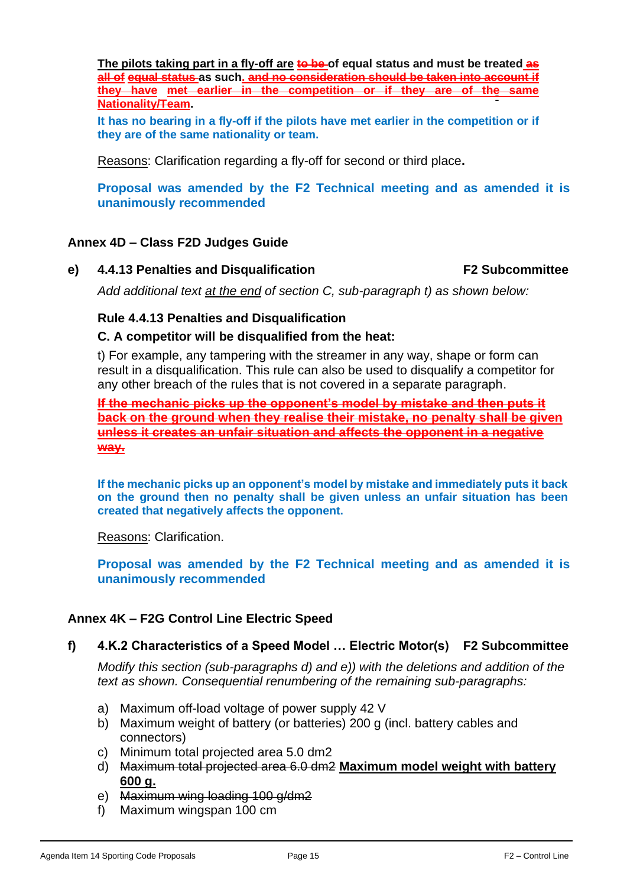**The pilots taking part in a fly-off are ~~to be~~ of equal status and must be treated ~~as all of equal status~~ as such. ~~and no consideration should be taken into account if they have met earlier in the competition or if they are of the same Nationality/Team~~.**

**It has no bearing in a fly-off if the pilots have met earlier in the competition or if they are of the same nationality or team.**

Reasons: Clarification regarding a fly-off for second or third place.

**Proposal was amended by the F2 Technical meeting and as amended it is unanimously recommended**

### Annex 4D – Class F2D Judges Guide

#### e) 4.4.13 Penalties and Disqualification — F2 Subcommittee

*Add additional text at the end of section C, sub-paragraph t) as shown below:*

**Rule 4.4.13 Penalties and Disqualification**

**C. A competitor will be disqualified from the heat:**

t) For example, any tampering with the streamer in any way, shape or form can result in a disqualification. This rule can also be used to disqualify a competitor for any other breach of the rules that is not covered in a separate paragraph.

~~**If the mechanic picks up the opponent's model by mistake and then puts it back on the ground when they realise their mistake, no penalty shall be given unless it creates an unfair situation and affects the opponent in a negative way.**~~

**If the mechanic picks up an opponent's model by mistake and immediately puts it back on the ground then no penalty shall be given unless an unfair situation has been created that negatively affects the opponent.**

Reasons: Clarification.

**Proposal was amended by the F2 Technical meeting and as amended it is unanimously recommended**

### Annex 4K – F2G Control Line Electric Speed

#### f) 4.K.2 Characteristics of a Speed Model … Electric Motor(s) — F2 Subcommittee

*Modify this section (sub-paragraphs d) and e)) with the deletions and addition of the text as shown. Consequential renumbering of the remaining sub-paragraphs:*

a) Maximum off-load voltage of power supply 42 V
b) Maximum weight of battery (or batteries) 200 g (incl. battery cables and connectors)
c) Minimum total projected area 5.0 dm2
d) ~~Maximum total projected area 6.0 dm2~~ **Maximum model weight with battery 600 g.**
e) ~~Maximum wing loading 100 g/dm2~~
f) Maximum wingspan 100 cm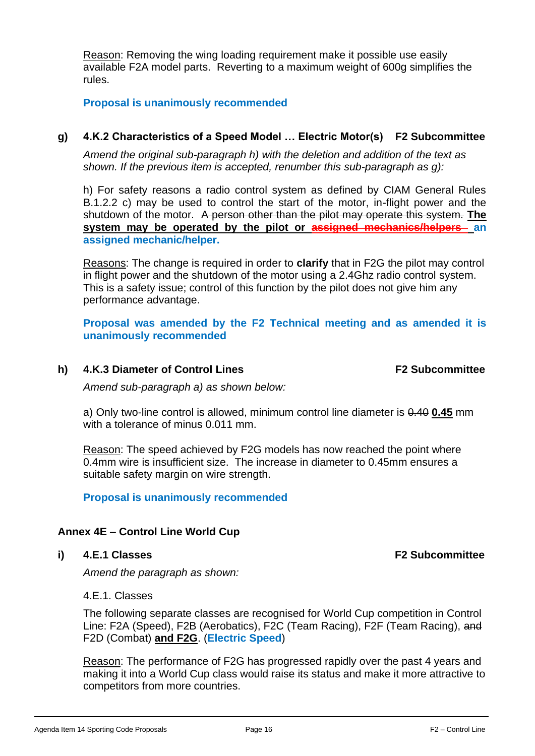Reason: Removing the wing loading requirement make it possible use easily available F2A model parts. Reverting to a maximum weight of 600g simplifies the rules.

**Proposal is unanimously recommended**

### g) 4.K.2 Characteristics of a Speed Model … Electric Motor(s) F2 Subcommittee

*Amend the original sub-paragraph h) with the deletion and addition of the text as shown. If the previous item is accepted, renumber this sub-paragraph as g):*

h) For safety reasons a radio control system as defined by CIAM General Rules B.1.2.2 c) may be used to control the start of the motor, in-flight power and the shutdown of the motor. ~~A person other than the pilot may operate this system.~~ **The system may be operated by the pilot or ~~assigned mechanics/helpers~~ an assigned mechanic/helper.**

Reasons: The change is required in order to **clarify** that in F2G the pilot may control in flight power and the shutdown of the motor using a 2.4Ghz radio control system. This is a safety issue; control of this function by the pilot does not give him any performance advantage.

**Proposal was amended by the F2 Technical meeting and as amended it is unanimously recommended**

### h) 4.K.3 Diameter of Control Lines F2 Subcommittee

*Amend sub-paragraph a) as shown below:*

a) Only two-line control is allowed, minimum control line diameter is ~~0.40~~ **0.45** mm with a tolerance of minus 0.011 mm.

Reason: The speed achieved by F2G models has now reached the point where 0.4mm wire is insufficient size. The increase in diameter to 0.45mm ensures a suitable safety margin on wire strength.

**Proposal is unanimously recommended**

## Annex 4E – Control Line World Cup

### i) 4.E.1 Classes F2 Subcommittee

*Amend the paragraph as shown:*

4.E.1. Classes

The following separate classes are recognised for World Cup competition in Control Line: F2A (Speed), F2B (Aerobatics), F2C (Team Racing), F2F (Team Racing), ~~and~~ F2D (Combat) **and F2G**. (**Electric Speed**)

Reason: The performance of F2G has progressed rapidly over the past 4 years and making it into a World Cup class would raise its status and make it more attractive to competitors from more countries.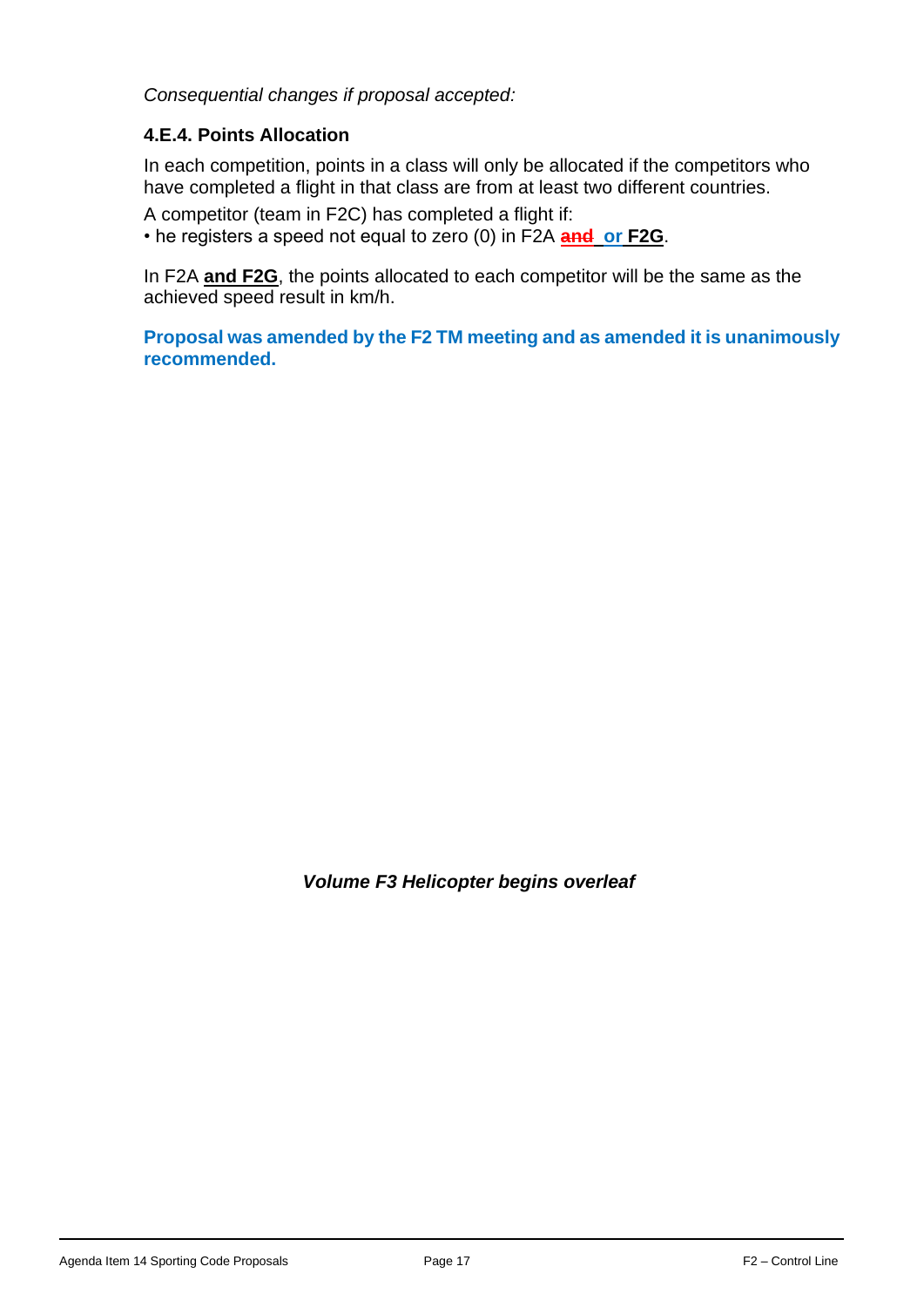*Consequential changes if proposal accepted:*

### 4.E.4. Points Allocation

In each competition, points in a class will only be allocated if the competitors who have completed a flight in that class are from at least two different countries.

A competitor (team in F2C) has completed a flight if:

• he registers a speed not equal to zero (0) in F2A ~~**and**~~ **or** **F2G**.

In F2A **and F2G**, the points allocated to each competitor will be the same as the achieved speed result in km/h.

**Proposal was amended by the F2 TM meeting and as amended it is unanimously recommended.**

***Volume F3 Helicopter begins overleaf***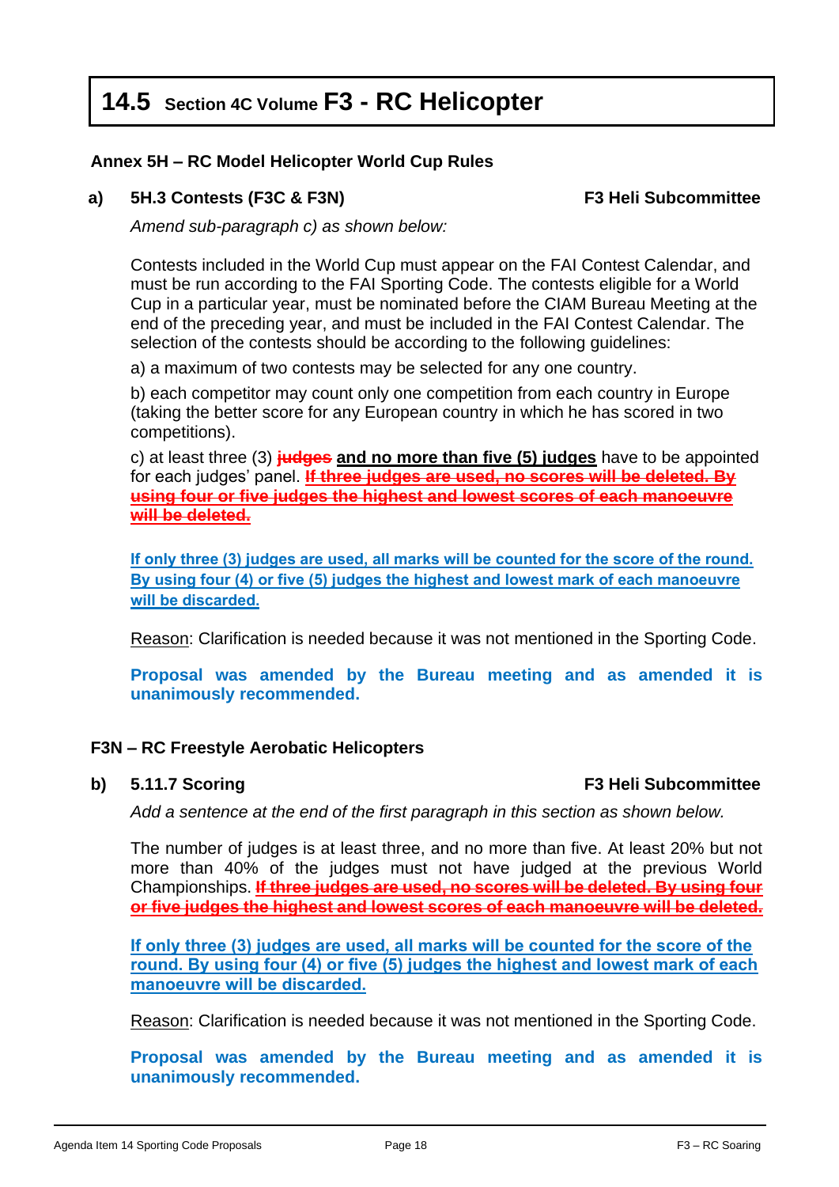# 14.5 Section 4C Volume F3 - RC Helicopter

### Annex 5H – RC Model Helicopter World Cup Rules

**a) 5H.3 Contests (F3C & F3N)** **F3 Heli Subcommittee**

*Amend sub-paragraph c) as shown below:*

Contests included in the World Cup must appear on the FAI Contest Calendar, and must be run according to the FAI Sporting Code. The contests eligible for a World Cup in a particular year, must be nominated before the CIAM Bureau Meeting at the end of the preceding year, and must be included in the FAI Contest Calendar. The selection of the contests should be according to the following guidelines:

a) a maximum of two contests may be selected for any one country.

b) each competitor may count only one competition from each country in Europe (taking the better score for any European country in which he has scored in two competitions).

c) at least three (3) ~~judges~~ **and no more than five (5) judges** have to be appointed for each judges' panel. ~~**If three judges are used, no scores will be deleted. By using four or five judges the highest and lowest scores of each manoeuvre will be deleted.**~~

**If only three (3) judges are used, all marks will be counted for the score of the round. By using four (4) or five (5) judges the highest and lowest mark of each manoeuvre will be discarded.**

Reason: Clarification is needed because it was not mentioned in the Sporting Code.

**Proposal was amended by the Bureau meeting and as amended it is unanimously recommended.**

### F3N – RC Freestyle Aerobatic Helicopters

**b) 5.11.7 Scoring** **F3 Heli Subcommittee**

*Add a sentence at the end of the first paragraph in this section as shown below.*

The number of judges is at least three, and no more than five. At least 20% but not more than 40% of the judges must not have judged at the previous World Championships. ~~**If three judges are used, no scores will be deleted. By using four or five judges the highest and lowest scores of each manoeuvre will be deleted.**~~

**If only three (3) judges are used, all marks will be counted for the score of the round. By using four (4) or five (5) judges the highest and lowest mark of each manoeuvre will be discarded.**

Reason: Clarification is needed because it was not mentioned in the Sporting Code.

**Proposal was amended by the Bureau meeting and as amended it is unanimously recommended.**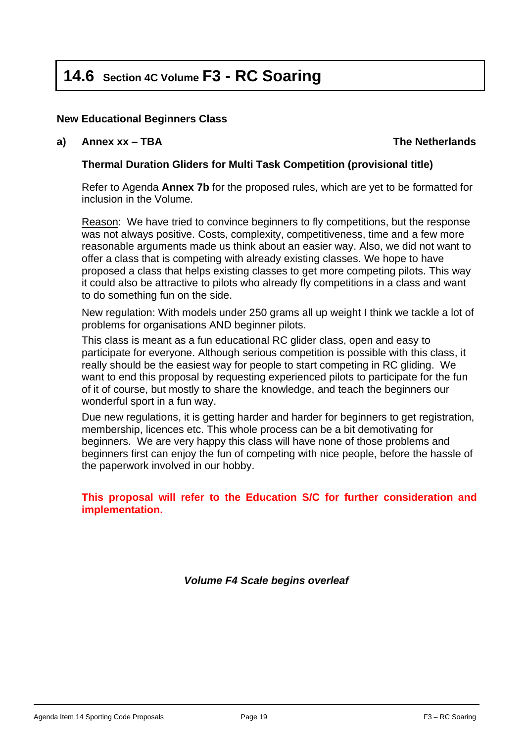# 14.6 Section 4C Volume F3 - RC Soaring

**New Educational Beginners Class**

**a) Annex xx – TBA** **The Netherlands**

**Thermal Duration Gliders for Multi Task Competition (provisional title)**

Refer to Agenda **Annex 7b** for the proposed rules, which are yet to be formatted for inclusion in the Volume.

Reason: We have tried to convince beginners to fly competitions, but the response was not always positive. Costs, complexity, competitiveness, time and a few more reasonable arguments made us think about an easier way. Also, we did not want to offer a class that is competing with already existing classes. We hope to have proposed a class that helps existing classes to get more competing pilots. This way it could also be attractive to pilots who already fly competitions in a class and want to do something fun on the side.

New regulation: With models under 250 grams all up weight I think we tackle a lot of problems for organisations AND beginner pilots.

This class is meant as a fun educational RC glider class, open and easy to participate for everyone. Although serious competition is possible with this class, it really should be the easiest way for people to start competing in RC gliding. We want to end this proposal by requesting experienced pilots to participate for the fun of it of course, but mostly to share the knowledge, and teach the beginners our wonderful sport in a fun way.

Due new regulations, it is getting harder and harder for beginners to get registration, membership, licences etc. This whole process can be a bit demotivating for beginners. We are very happy this class will have none of those problems and beginners first can enjoy the fun of competing with nice people, before the hassle of the paperwork involved in our hobby.

**This proposal will refer to the Education S/C for further consideration and implementation.**

***Volume F4 Scale begins overleaf***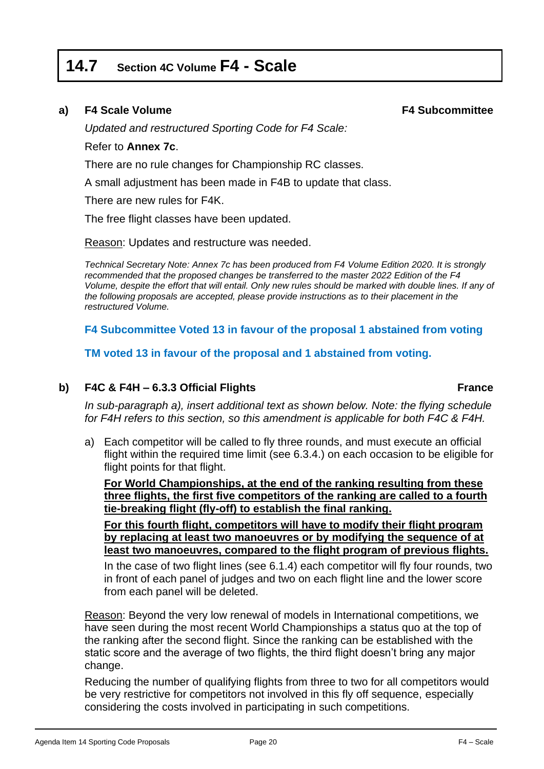# 14.7 Section 4C Volume F4 - Scale

## a) F4 Scale Volume

**F4 Subcommittee**

*Updated and restructured Sporting Code for F4 Scale:*

Refer to **Annex 7c**.

There are no rule changes for Championship RC classes.

A small adjustment has been made in F4B to update that class.

There are new rules for F4K.

The free flight classes have been updated.

<u>Reason</u>: Updates and restructure was needed.

*Technical Secretary Note: Annex 7c has been produced from F4 Volume Edition 2020. It is strongly recommended that the proposed changes be transferred to the master 2022 Edition of the F4 Volume, despite the effort that will entail. Only new rules should be marked with double lines. If any of the following proposals are accepted, please provide instructions as to their placement in the restructured Volume.*

**F4 Subcommittee Voted 13 in favour of the proposal 1 abstained from voting**

**TM voted 13 in favour of the proposal and 1 abstained from voting.**

## b) F4C & F4H – 6.3.3 Official Flights

**France**

*In sub-paragraph a), insert additional text as shown below. Note: the flying schedule for F4H refers to this section, so this amendment is applicable for both F4C & F4H.*

a) Each competitor will be called to fly three rounds, and must execute an official flight within the required time limit (see 6.3.4.) on each occasion to be eligible for flight points for that flight.

   <u>**For World Championships, at the end of the ranking resulting from these three flights, the first five competitors of the ranking are called to a fourth tie-breaking flight (fly-off) to establish the final ranking.**</u>

   <u>**For this fourth flight, competitors will have to modify their flight program by replacing at least two manoeuvres or by modifying the sequence of at least two manoeuvres, compared to the flight program of previous flights.**</u>

   In the case of two flight lines (see 6.1.4) each competitor will fly four rounds, two in front of each panel of judges and two on each flight line and the lower score from each panel will be deleted.

<u>Reason</u>: Beyond the very low renewal of models in International competitions, we have seen during the most recent World Championships a status quo at the top of the ranking after the second flight. Since the ranking can be established with the static score and the average of two flights, the third flight doesn't bring any major change.

Reducing the number of qualifying flights from three to two for all competitors would be very restrictive for competitors not involved in this fly off sequence, especially considering the costs involved in participating in such competitions.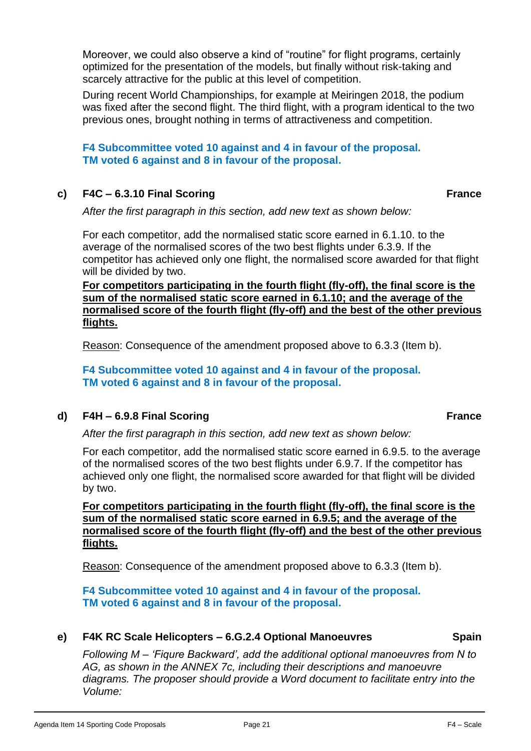Moreover, we could also observe a kind of "routine" for flight programs, certainly optimized for the presentation of the models, but finally without risk-taking and scarcely attractive for the public at this level of competition.

During recent World Championships, for example at Meiringen 2018, the podium was fixed after the second flight. The third flight, with a program identical to the two previous ones, brought nothing in terms of attractiveness and competition.

**F4 Subcommittee voted 10 against and 4 in favour of the proposal.**
**TM voted 6 against and 8 in favour of the proposal.**

### c) F4C – 6.3.10 Final Scoring — France

*After the first paragraph in this section, add new text as shown below:*

For each competitor, add the normalised static score earned in 6.1.10. to the average of the normalised scores of the two best flights under 6.3.9. If the competitor has achieved only one flight, the normalised score awarded for that flight will be divided by two.

<u>**For competitors participating in the fourth flight (fly-off), the final score is the sum of the normalised static score earned in 6.1.10; and the average of the normalised score of the fourth flight (fly-off) and the best of the other previous flights.**</u>

<u>Reason</u>: Consequence of the amendment proposed above to 6.3.3 (Item b).

**F4 Subcommittee voted 10 against and 4 in favour of the proposal.**
**TM voted 6 against and 8 in favour of the proposal.**

### d) F4H – 6.9.8 Final Scoring — France

*After the first paragraph in this section, add new text as shown below:*

For each competitor, add the normalised static score earned in 6.9.5. to the average of the normalised scores of the two best flights under 6.9.7. If the competitor has achieved only one flight, the normalised score awarded for that flight will be divided by two.

<u>**For competitors participating in the fourth flight (fly-off), the final score is the sum of the normalised static score earned in 6.9.5; and the average of the normalised score of the fourth flight (fly-off) and the best of the other previous flights.**</u>

<u>Reason</u>: Consequence of the amendment proposed above to 6.3.3 (Item b).

**F4 Subcommittee voted 10 against and 4 in favour of the proposal.**
**TM voted 6 against and 8 in favour of the proposal.**

### e) F4K RC Scale Helicopters – 6.G.2.4 Optional Manoeuvres — Spain

*Following M – 'Fiqure Backward', add the additional optional manoeuvres from N to AG, as shown in the ANNEX 7c, including their descriptions and manoeuvre diagrams. The proposer should provide a Word document to facilitate entry into the Volume:*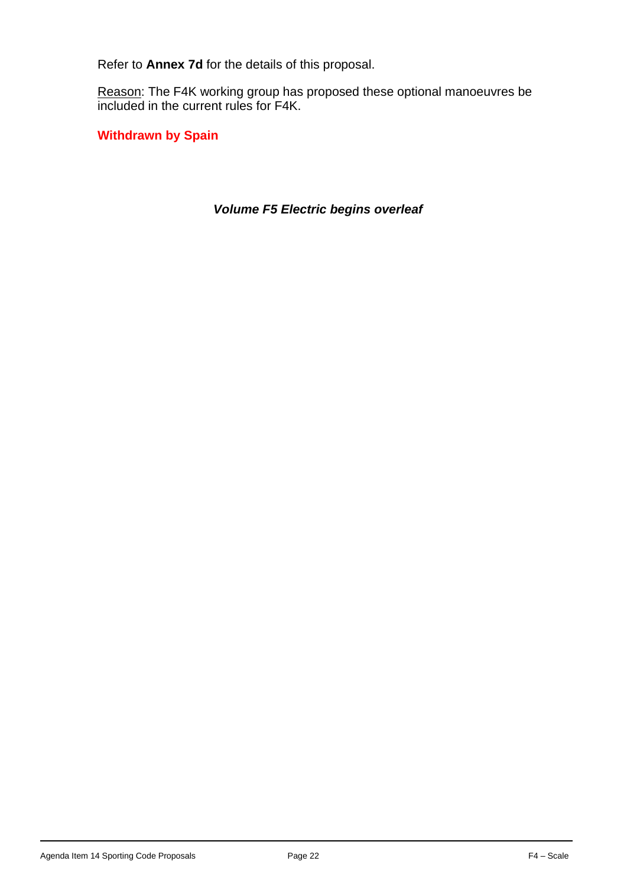Refer to **Annex 7d** for the details of this proposal.

Reason: The F4K working group has proposed these optional manoeuvres be included in the current rules for F4K.

**Withdrawn by Spain**

***Volume F5 Electric begins overleaf***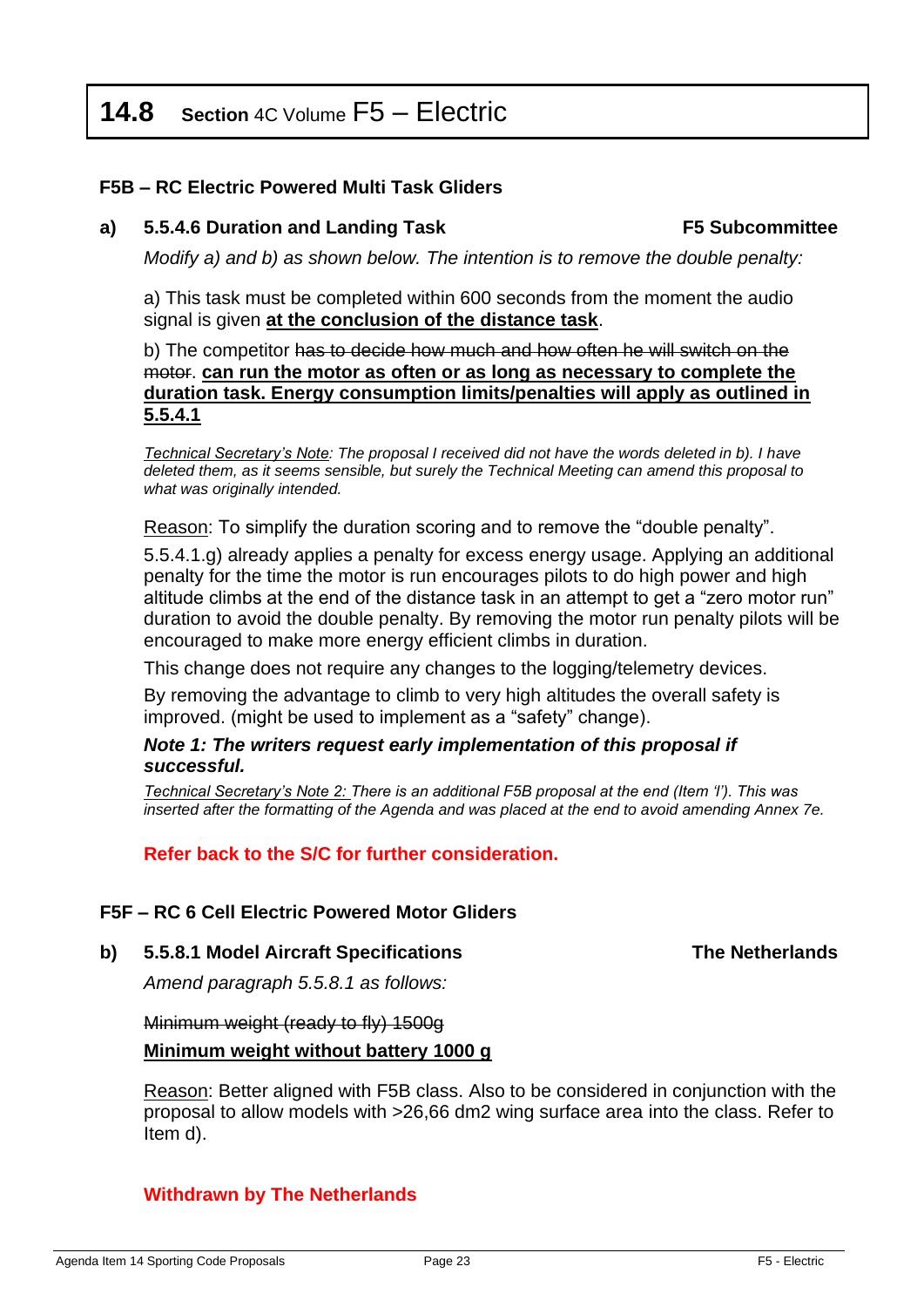# 14.8 Section 4C Volume F5 – Electric

## F5B – RC Electric Powered Multi Task Gliders

### a) 5.5.4.6 Duration and Landing Task — F5 Subcommittee

*Modify a) and b) as shown below. The intention is to remove the double penalty:*

a) This task must be completed within 600 seconds from the moment the audio signal is given **at the conclusion of the distance task**.

b) The competitor ~~has to decide how much and how often he will switch on the motor~~. **can run the motor as often or as long as necessary to complete the duration task. Energy consumption limits/penalties will apply as outlined in 5.5.4.1**

*Technical Secretary's Note: The proposal I received did not have the words deleted in b). I have deleted them, as it seems sensible, but surely the Technical Meeting can amend this proposal to what was originally intended.*

Reason: To simplify the duration scoring and to remove the "double penalty".

5.5.4.1.g) already applies a penalty for excess energy usage. Applying an additional penalty for the time the motor is run encourages pilots to do high power and high altitude climbs at the end of the distance task in an attempt to get a "zero motor run" duration to avoid the double penalty. By removing the motor run penalty pilots will be encouraged to make more energy efficient climbs in duration.

This change does not require any changes to the logging/telemetry devices.

By removing the advantage to climb to very high altitudes the overall safety is improved. (might be used to implement as a "safety" change).

***Note 1: The writers request early implementation of this proposal if successful.***

*Technical Secretary's Note 2: There is an additional F5B proposal at the end (Item 'l'). This was inserted after the formatting of the Agenda and was placed at the end to avoid amending Annex 7e.*

**Refer back to the S/C for further consideration.**

## F5F – RC 6 Cell Electric Powered Motor Gliders

### b) 5.5.8.1 Model Aircraft Specifications — The Netherlands

*Amend paragraph 5.5.8.1 as follows:*

~~Minimum weight (ready to fly) 1500g~~

**Minimum weight without battery 1000 g**

Reason: Better aligned with F5B class. Also to be considered in conjunction with the proposal to allow models with >26,66 dm2 wing surface area into the class. Refer to Item d).

**Withdrawn by The Netherlands**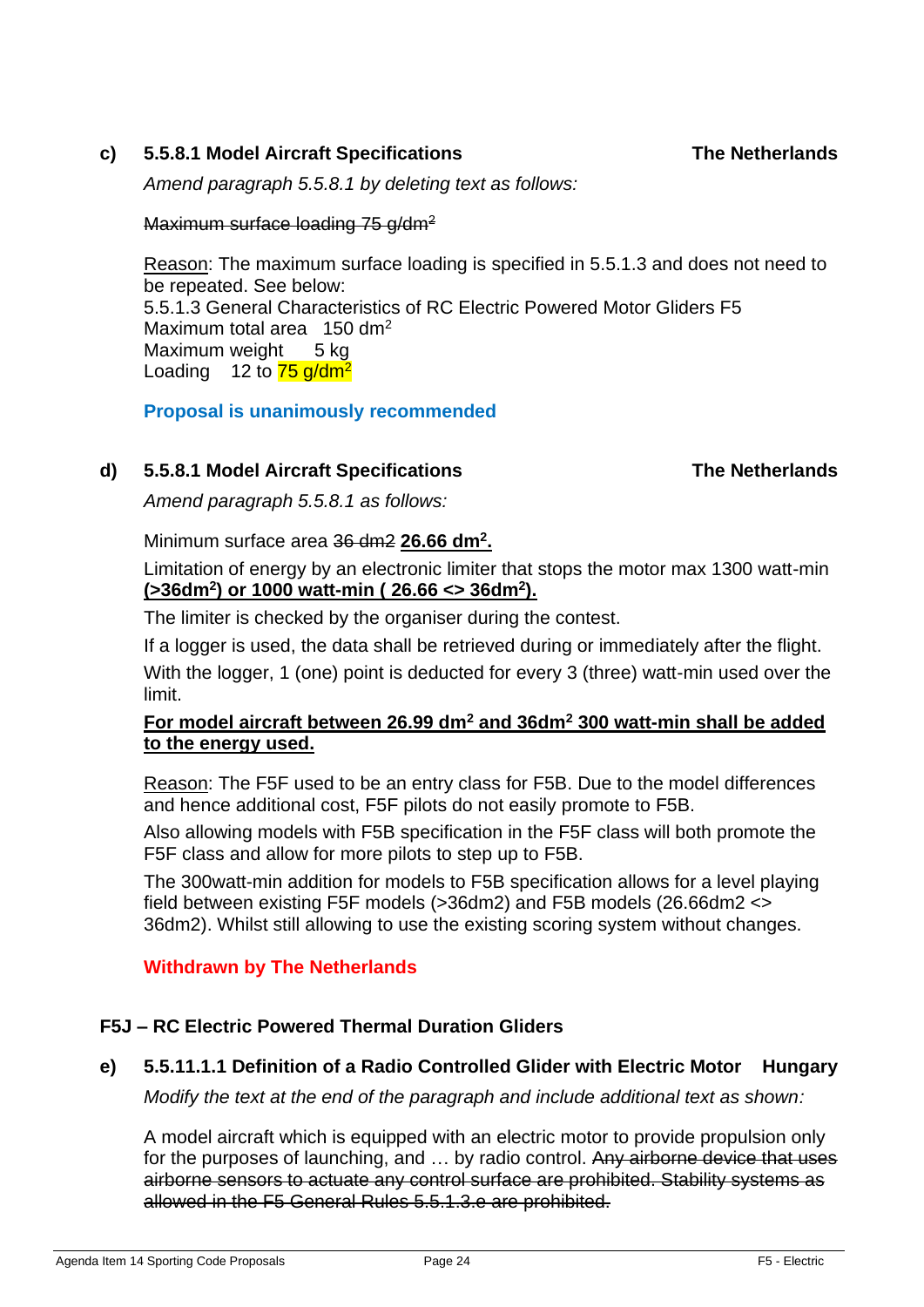**c) 5.5.8.1 Model Aircraft Specifications** **The Netherlands**

*Amend paragraph 5.5.8.1 by deleting text as follows:*

~~Maximum surface loading 75 g/dm$^2$~~

<u>Reason</u>: The maximum surface loading is specified in 5.5.1.3 and does not need to be repeated. See below:
5.5.1.3 General Characteristics of RC Electric Powered Motor Gliders F5
Maximum total area 150 dm$^2$
Maximum weight 5 kg
Loading 12 to 75 g/dm$^2$

**Proposal is unanimously recommended**

**d) 5.5.8.1 Model Aircraft Specifications** **The Netherlands**

*Amend paragraph 5.5.8.1 as follows:*

Minimum surface area ~~36 dm2~~ **<u>26.66 dm$^2$.</u>**

Limitation of energy by an electronic limiter that stops the motor max 1300 watt-min **<u>(>36dm$^2$) or 1000 watt-min ( 26.66 <> 36dm$^2$).</u>**

The limiter is checked by the organiser during the contest.

If a logger is used, the data shall be retrieved during or immediately after the flight.

With the logger, 1 (one) point is deducted for every 3 (three) watt-min used over the limit.

**<u>For model aircraft between 26.99 dm$^2$ and 36dm$^2$ 300 watt-min shall be added to the energy used.</u>**

<u>Reason</u>: The F5F used to be an entry class for F5B. Due to the model differences and hence additional cost, F5F pilots do not easily promote to F5B.

Also allowing models with F5B specification in the F5F class will both promote the F5F class and allow for more pilots to step up to F5B.

The 300watt-min addition for models to F5B specification allows for a level playing field between existing F5F models (>36dm2) and F5B models (26.66dm2 <> 36dm2). Whilst still allowing to use the existing scoring system without changes.

**Withdrawn by The Netherlands**

## F5J – RC Electric Powered Thermal Duration Gliders

**e) 5.5.11.1.1 Definition of a Radio Controlled Glider with Electric Motor** **Hungary**

*Modify the text at the end of the paragraph and include additional text as shown:*

A model aircraft which is equipped with an electric motor to provide propulsion only for the purposes of launching, and … by radio control. ~~Any airborne device that uses airborne sensors to actuate any control surface are prohibited. Stability systems as allowed in the F5 General Rules 5.5.1.3.e are prohibited.~~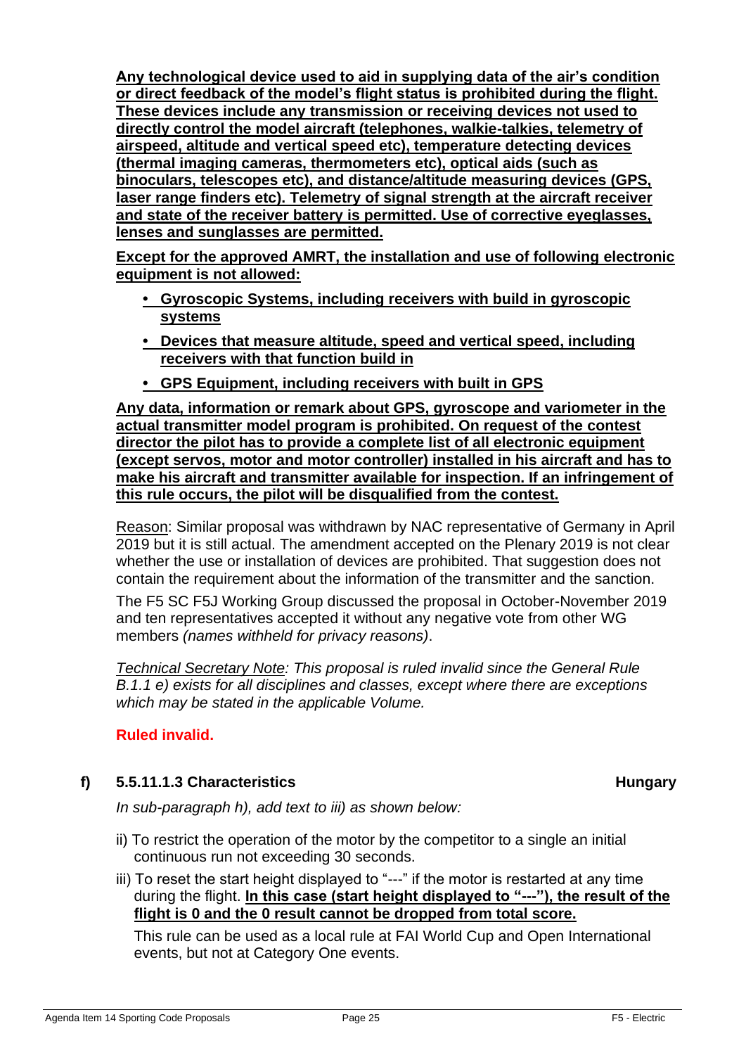**Any technological device used to aid in supplying data of the air's condition or direct feedback of the model's flight status is prohibited during the flight. These devices include any transmission or receiving devices not used to directly control the model aircraft (telephones, walkie-talkies, telemetry of airspeed, altitude and vertical speed etc), temperature detecting devices (thermal imaging cameras, thermometers etc), optical aids (such as binoculars, telescopes etc), and distance/altitude measuring devices (GPS, laser range finders etc). Telemetry of signal strength at the aircraft receiver and state of the receiver battery is permitted. Use of corrective eyeglasses, lenses and sunglasses are permitted.**

**Except for the approved AMRT, the installation and use of following electronic equipment is not allowed:**

- **Gyroscopic Systems, including receivers with build in gyroscopic systems**
- **Devices that measure altitude, speed and vertical speed, including receivers with that function build in**
- **GPS Equipment, including receivers with built in GPS**

**Any data, information or remark about GPS, gyroscope and variometer in the actual transmitter model program is prohibited. On request of the contest director the pilot has to provide a complete list of all electronic equipment (except servos, motor and motor controller) installed in his aircraft and has to make his aircraft and transmitter available for inspection. If an infringement of this rule occurs, the pilot will be disqualified from the contest.**

Reason: Similar proposal was withdrawn by NAC representative of Germany in April 2019 but it is still actual. The amendment accepted on the Plenary 2019 is not clear whether the use or installation of devices are prohibited. That suggestion does not contain the requirement about the information of the transmitter and the sanction.

The F5 SC F5J Working Group discussed the proposal in October-November 2019 and ten representatives accepted it without any negative vote from other WG members *(names withheld for privacy reasons)*.

*Technical Secretary Note: This proposal is ruled invalid since the General Rule B.1.1 e) exists for all disciplines and classes, except where there are exceptions which may be stated in the applicable Volume.*

**Ruled invalid.**

## f) 5.5.11.1.3 Characteristics — Hungary

*In sub-paragraph h), add text to iii) as shown below:*

ii) To restrict the operation of the motor by the competitor to a single an initial continuous run not exceeding 30 seconds.

iii) To reset the start height displayed to "---" if the motor is restarted at any time during the flight. **In this case (start height displayed to "---"), the result of the flight is 0 and the 0 result cannot be dropped from total score.**

This rule can be used as a local rule at FAI World Cup and Open International events, but not at Category One events.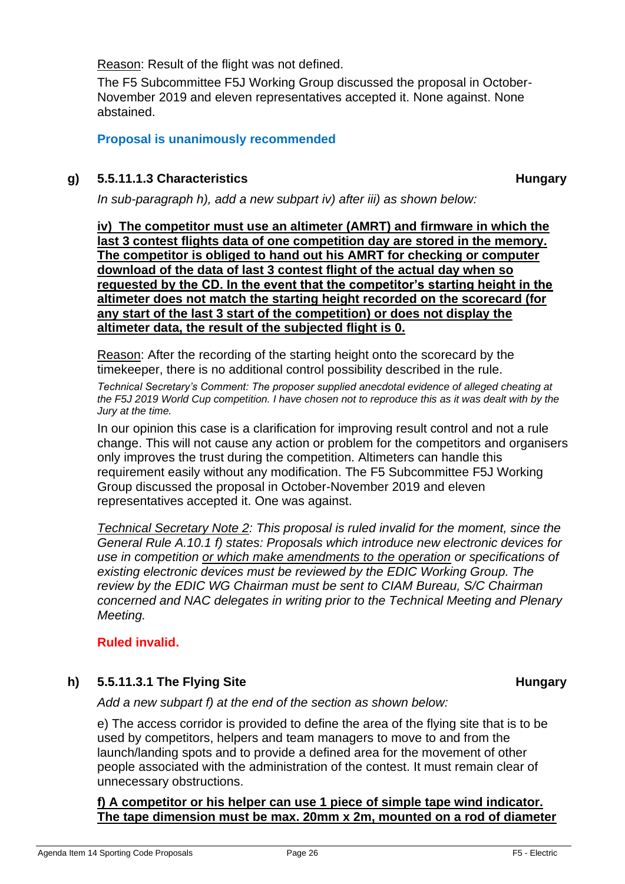<u>Reason</u>: Result of the flight was not defined.

The F5 Subcommittee F5J Working Group discussed the proposal in October-November 2019 and eleven representatives accepted it. None against. None abstained.

**Proposal is unanimously recommended**

**g) 5.5.11.1.3 Characteristics** **Hungary**

*In sub-paragraph h), add a new subpart iv) after iii) as shown below:*

<u>**iv) The competitor must use an altimeter (AMRT) and firmware in which the last 3 contest flights data of one competition day are stored in the memory. The competitor is obliged to hand out his AMRT for checking or computer download of the data of last 3 contest flight of the actual day when so requested by the CD. In the event that the competitor's starting height in the altimeter does not match the starting height recorded on the scorecard (for any start of the last 3 start of the competition) or does not display the altimeter data, the result of the subjected flight is 0.**</u>

<u>Reason</u>: After the recording of the starting height onto the scorecard by the timekeeper, there is no additional control possibility described in the rule.

*Technical Secretary's Comment: The proposer supplied anecdotal evidence of alleged cheating at the F5J 2019 World Cup competition. I have chosen not to reproduce this as it was dealt with by the Jury at the time.*

In our opinion this case is a clarification for improving result control and not a rule change. This will not cause any action or problem for the competitors and organisers only improves the trust during the competition. Altimeters can handle this requirement easily without any modification. The F5 Subcommittee F5J Working Group discussed the proposal in October-November 2019 and eleven representatives accepted it. One was against.

*<u>Technical Secretary Note 2</u>: This proposal is ruled invalid for the moment, since the General Rule A.10.1 f) states: Proposals which introduce new electronic devices for use in competition <u>or which make amendments to the operation</u> or specifications of existing electronic devices must be reviewed by the EDIC Working Group. The review by the EDIC WG Chairman must be sent to CIAM Bureau, S/C Chairman concerned and NAC delegates in writing prior to the Technical Meeting and Plenary Meeting.*

**Ruled invalid.**

**h) 5.5.11.3.1 The Flying Site** **Hungary**

*Add a new subpart f) at the end of the section as shown below:*

e) The access corridor is provided to define the area of the flying site that is to be used by competitors, helpers and team managers to move to and from the launch/landing spots and to provide a defined area for the movement of other people associated with the administration of the contest. It must remain clear of unnecessary obstructions.

<u>**f) A competitor or his helper can use 1 piece of simple tape wind indicator. The tape dimension must be max. 20mm x 2m, mounted on a rod of diameter**</u>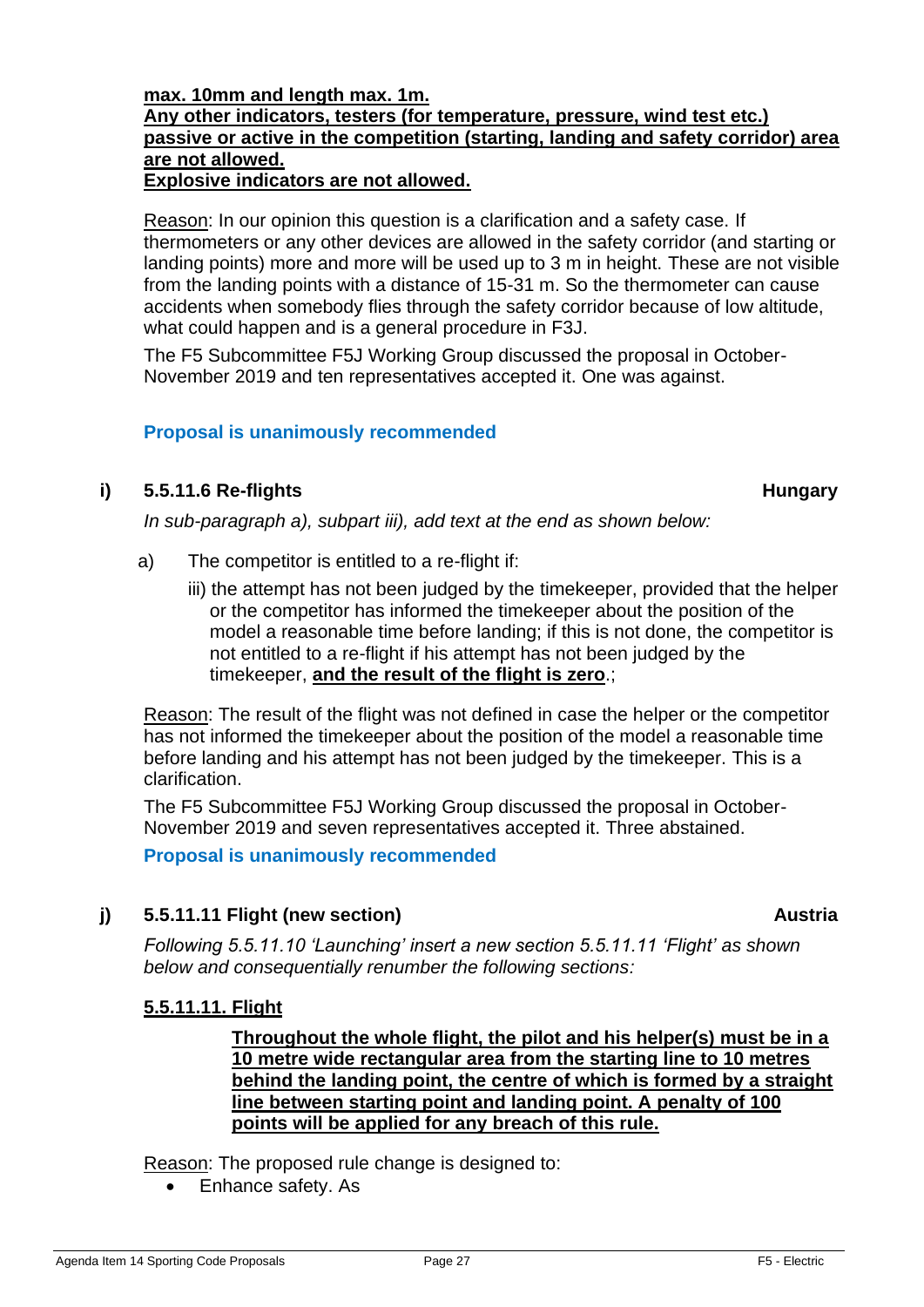**max. 10mm and length max. 1m.**
**Any other indicators, testers (for temperature, pressure, wind test etc.) passive or active in the competition (starting, landing and safety corridor) area are not allowed.**
**Explosive indicators are not allowed.**

Reason: In our opinion this question is a clarification and a safety case. If thermometers or any other devices are allowed in the safety corridor (and starting or landing points) more and more will be used up to 3 m in height. These are not visible from the landing points with a distance of 15-31 m. So the thermometer can cause accidents when somebody flies through the safety corridor because of low altitude, what could happen and is a general procedure in F3J.

The F5 Subcommittee F5J Working Group discussed the proposal in October-November 2019 and ten representatives accepted it. One was against.

**Proposal is unanimously recommended**

### i) 5.5.11.6 Re-flights — Hungary

*In sub-paragraph a), subpart iii), add text at the end as shown below:*

a) The competitor is entitled to a re-flight if:

iii) the attempt has not been judged by the timekeeper, provided that the helper or the competitor has informed the timekeeper about the position of the model a reasonable time before landing; if this is not done, the competitor is not entitled to a re-flight if his attempt has not been judged by the timekeeper, **and the result of the flight is zero**.;

Reason: The result of the flight was not defined in case the helper or the competitor has not informed the timekeeper about the position of the model a reasonable time before landing and his attempt has not been judged by the timekeeper. This is a clarification.

The F5 Subcommittee F5J Working Group discussed the proposal in October-November 2019 and seven representatives accepted it. Three abstained.

**Proposal is unanimously recommended**

### j) 5.5.11.11 Flight (new section) — Austria

*Following 5.5.11.10 'Launching' insert a new section 5.5.11.11 'Flight' as shown below and consequentially renumber the following sections:*

**5.5.11.11. Flight**

**Throughout the whole flight, the pilot and his helper(s) must be in a 10 metre wide rectangular area from the starting line to 10 metres behind the landing point, the centre of which is formed by a straight line between starting point and landing point. A penalty of 100 points will be applied for any breach of this rule.**

Reason: The proposed rule change is designed to:

- Enhance safety. As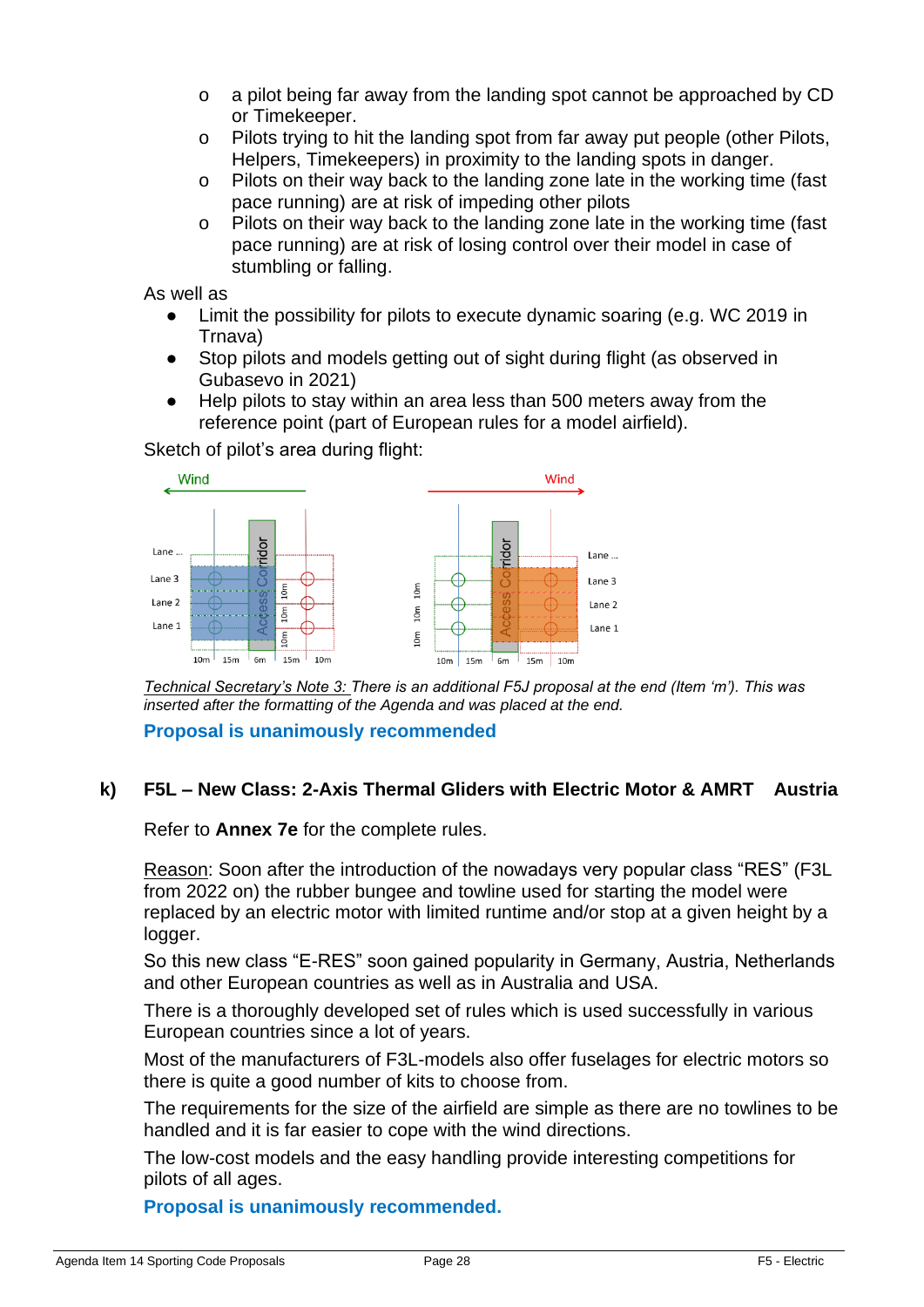- a pilot being far away from the landing spot cannot be approached by CD or Timekeeper.
  - Pilots trying to hit the landing spot from far away put people (other Pilots, Helpers, Timekeepers) in proximity to the landing spots in danger.
  - Pilots on their way back to the landing zone late in the working time (fast pace running) are at risk of impeding other pilots
  - Pilots on their way back to the landing zone late in the working time (fast pace running) are at risk of losing control over their model in case of stumbling or falling.

As well as

- Limit the possibility for pilots to execute dynamic soaring (e.g. WC 2019 in Trnava)
- Stop pilots and models getting out of sight during flight (as observed in Gubasevo in 2021)
- Help pilots to stay within an area less than 500 meters away from the reference point (part of European rules for a model airfield).

Sketch of pilot's area during flight:

*Technical Secretary's Note 3:* *There is an additional F5J proposal at the end (Item 'm'). This was inserted after the formatting of the Agenda and was placed at the end.*

**Proposal is unanimously recommended**

## k) F5L – New Class: 2-Axis Thermal Gliders with Electric Motor & AMRT Austria

Refer to **Annex 7e** for the complete rules.

Reason: Soon after the introduction of the nowadays very popular class "RES" (F3L from 2022 on) the rubber bungee and towline used for starting the model were replaced by an electric motor with limited runtime and/or stop at a given height by a logger.

So this new class "E-RES" soon gained popularity in Germany, Austria, Netherlands and other European countries as well as in Australia and USA.

There is a thoroughly developed set of rules which is used successfully in various European countries since a lot of years.

Most of the manufacturers of F3L-models also offer fuselages for electric motors so there is quite a good number of kits to choose from.

The requirements for the size of the airfield are simple as there are no towlines to be handled and it is far easier to cope with the wind directions.

The low-cost models and the easy handling provide interesting competitions for pilots of all ages.

**Proposal is unanimously recommended.**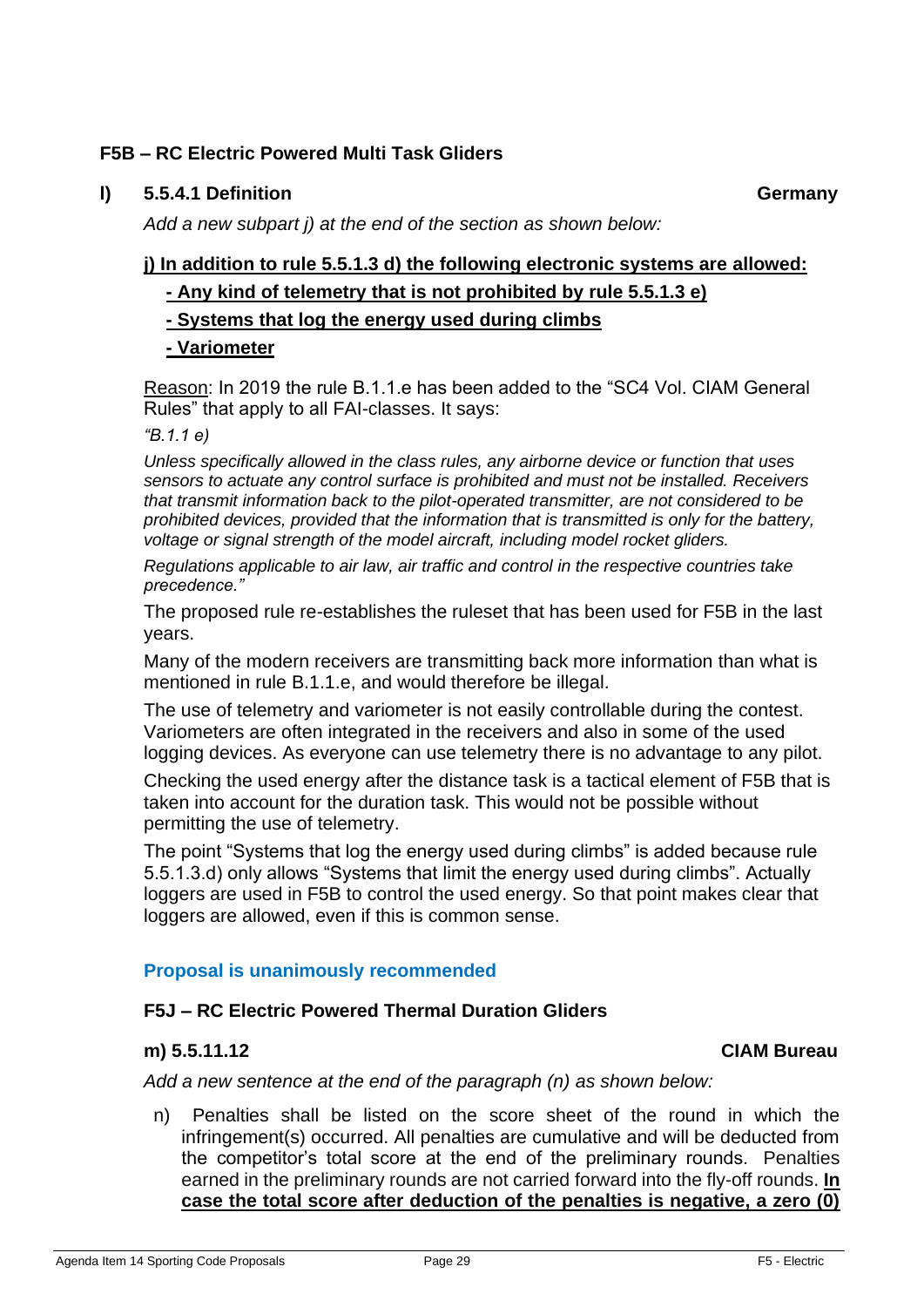**F5B – RC Electric Powered Multi Task Gliders**

**l) 5.5.4.1 Definition** **Germany**

*Add a new subpart j) at the end of the section as shown below:*

**j) In addition to rule 5.5.1.3 d) the following electronic systems are allowed:**

**- Any kind of telemetry that is not prohibited by rule 5.5.1.3 e)**

**- Systems that log the energy used during climbs**

**- Variometer**

Reason: In 2019 the rule B.1.1.e has been added to the "SC4 Vol. CIAM General Rules" that apply to all FAI-classes. It says:

*"B.1.1 e)*

*Unless specifically allowed in the class rules, any airborne device or function that uses sensors to actuate any control surface is prohibited and must not be installed. Receivers that transmit information back to the pilot-operated transmitter, are not considered to be prohibited devices, provided that the information that is transmitted is only for the battery, voltage or signal strength of the model aircraft, including model rocket gliders.*

*Regulations applicable to air law, air traffic and control in the respective countries take precedence."*

The proposed rule re-establishes the ruleset that has been used for F5B in the last years.

Many of the modern receivers are transmitting back more information than what is mentioned in rule B.1.1.e, and would therefore be illegal.

The use of telemetry and variometer is not easily controllable during the contest. Variometers are often integrated in the receivers and also in some of the used logging devices. As everyone can use telemetry there is no advantage to any pilot.

Checking the used energy after the distance task is a tactical element of F5B that is taken into account for the duration task. This would not be possible without permitting the use of telemetry.

The point "Systems that log the energy used during climbs" is added because rule 5.5.1.3.d) only allows "Systems that limit the energy used during climbs". Actually loggers are used in F5B to control the used energy. So that point makes clear that loggers are allowed, even if this is common sense.

**Proposal is unanimously recommended**

**F5J – RC Electric Powered Thermal Duration Gliders**

**m) 5.5.11.12** **CIAM Bureau**

*Add a new sentence at the end of the paragraph (n) as shown below:*

n) Penalties shall be listed on the score sheet of the round in which the infringement(s) occurred. All penalties are cumulative and will be deducted from the competitor's total score at the end of the preliminary rounds. Penalties earned in the preliminary rounds are not carried forward into the fly-off rounds. **In case the total score after deduction of the penalties is negative, a zero (0)**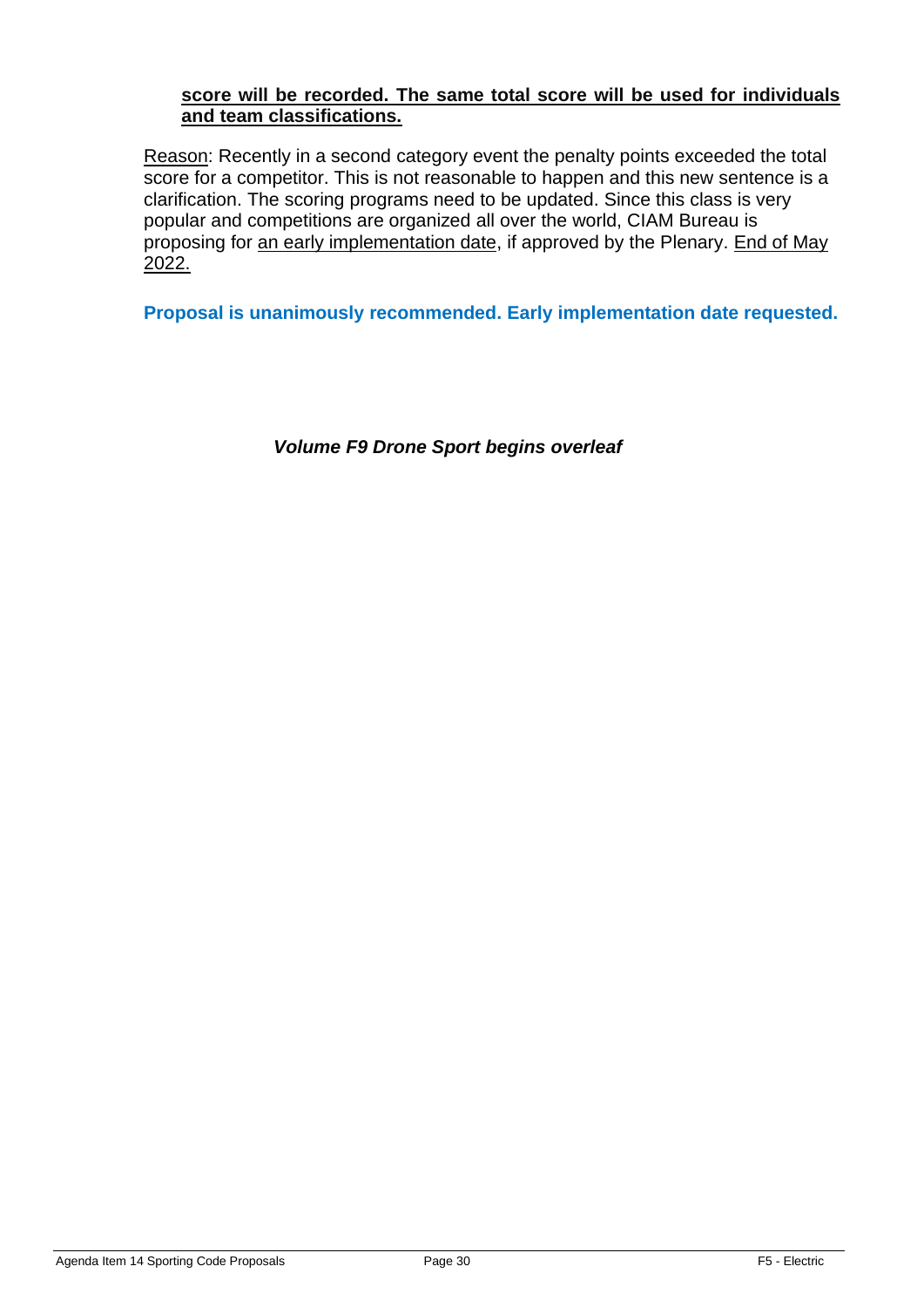**<u>score will be recorded. The same total score will be used for individuals and team classifications.</u>**

<u>Reason</u>: Recently in a second category event the penalty points exceeded the total score for a competitor. This is not reasonable to happen and this new sentence is a clarification. The scoring programs need to be updated. Since this class is very popular and competitions are organized all over the world, CIAM Bureau is proposing for <u>an early implementation date</u>, if approved by the Plenary. <u>End of May 2022.</u>

**Proposal is unanimously recommended. Early implementation date requested.**

***Volume F9 Drone Sport begins overleaf***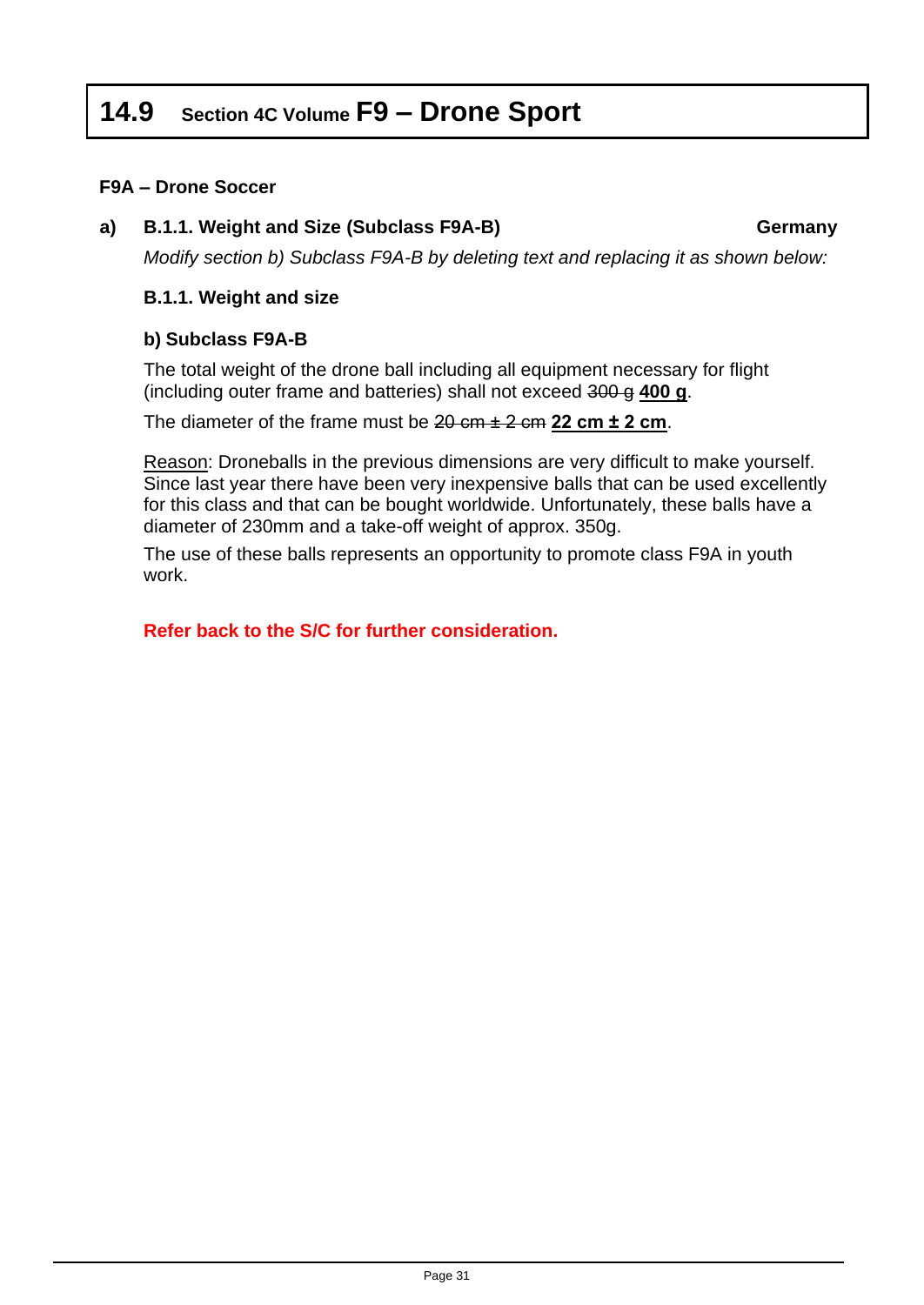# 14.9 Section 4C Volume F9 – Drone Sport

**F9A – Drone Soccer**

**a) B.1.1. Weight and Size (Subclass F9A-B)** **Germany**

*Modify section b) Subclass F9A-B by deleting text and replacing it as shown below:*

**B.1.1. Weight and size**

**b) Subclass F9A-B**

The total weight of the drone ball including all equipment necessary for flight (including outer frame and batteries) shall not exceed ~~300 g~~ **<u>400 g</u>**.

The diameter of the frame must be ~~20 cm ± 2 cm~~ **<u>22 cm ± 2 cm</u>**.

<u>Reason</u>: Droneballs in the previous dimensions are very difficult to make yourself. Since last year there have been very inexpensive balls that can be used excellently for this class and that can be bought worldwide. Unfortunately, these balls have a diameter of 230mm and a take-off weight of approx. 350g.

The use of these balls represents an opportunity to promote class F9A in youth work.

**Refer back to the S/C for further consideration.**